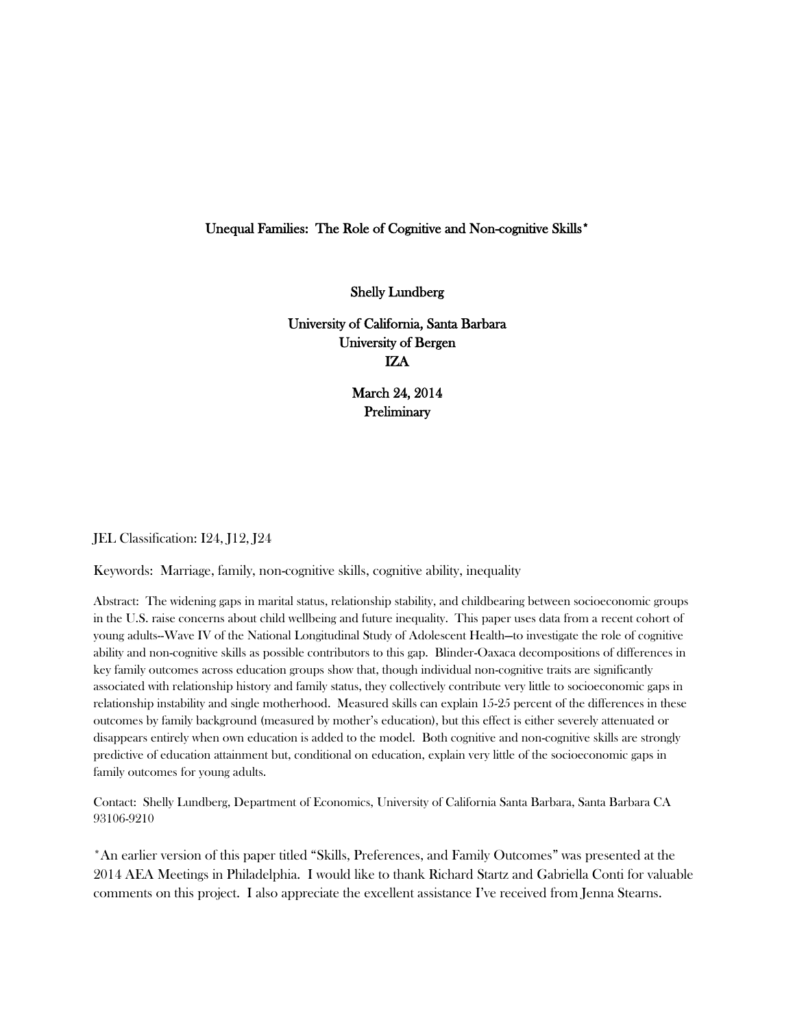# Unequal Families: The Role of Cognitive and Non-cognitive Skills*

Shelly Lundberg

University of California, Santa Barbara
University of Bergen
IZA

March 24, 2014
Preliminary

JEL Classification: I24, J12, J24

Keywords: Marriage, family, non-cognitive skills, cognitive ability, inequality

Abstract: The widening gaps in marital status, relationship stability, and childbearing between socioeconomic groups in the U.S. raise concerns about child wellbeing and future inequality. This paper uses data from a recent cohort of young adults--Wave IV of the National Longitudinal Study of Adolescent Health—to investigate the role of cognitive ability and non-cognitive skills as possible contributors to this gap. Blinder-Oaxaca decompositions of differences in key family outcomes across education groups show that, though individual non-cognitive traits are significantly associated with relationship history and family status, they collectively contribute very little to socioeconomic gaps in relationship instability and single motherhood. Measured skills can explain 15-25 percent of the differences in these outcomes by family background (measured by mother's education), but this effect is either severely attenuated or disappears entirely when own education is added to the model. Both cognitive and non-cognitive skills are strongly predictive of education attainment but, conditional on education, explain very little of the socioeconomic gaps in family outcomes for young adults.

Contact: Shelly Lundberg, Department of Economics, University of California Santa Barbara, Santa Barbara CA 93106-9210

*An earlier version of this paper titled "Skills, Preferences, and Family Outcomes" was presented at the 2014 AEA Meetings in Philadelphia. I would like to thank Richard Startz and Gabriella Conti for valuable comments on this project. I also appreciate the excellent assistance I've received from Jenna Stearns.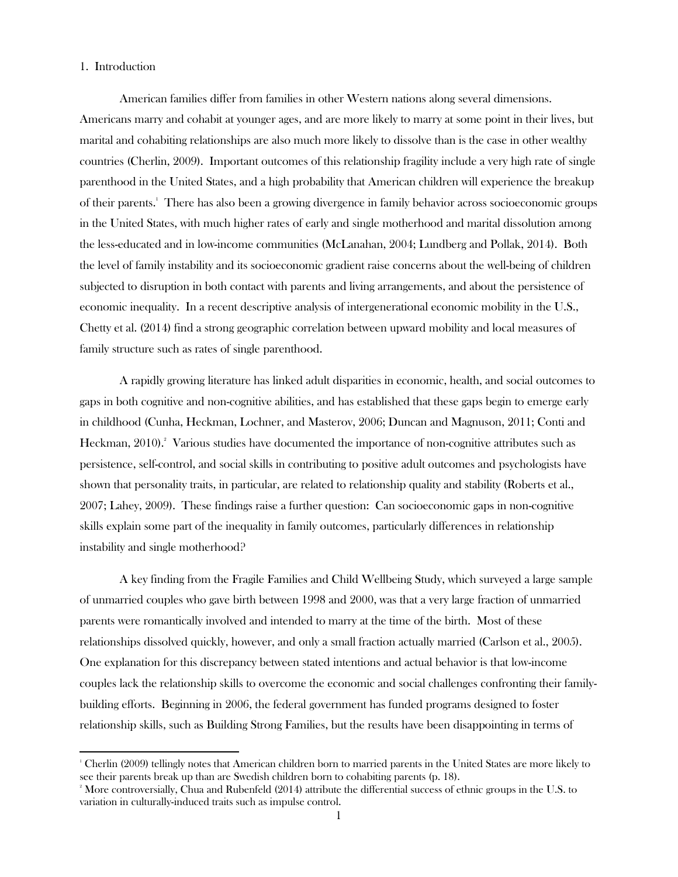## 1. Introduction

American families differ from families in other Western nations along several dimensions. Americans marry and cohabit at younger ages, and are more likely to marry at some point in their lives, but marital and cohabiting relationships are also much more likely to dissolve than is the case in other wealthy countries (Cherlin, 2009). Important outcomes of this relationship fragility include a very high rate of single parenthood in the United States, and a high probability that American children will experience the breakup of their parents.[1] There has also been a growing divergence in family behavior across socioeconomic groups in the United States, with much higher rates of early and single motherhood and marital dissolution among the less-educated and in low-income communities (McLanahan, 2004; Lundberg and Pollak, 2014). Both the level of family instability and its socioeconomic gradient raise concerns about the well-being of children subjected to disruption in both contact with parents and living arrangements, and about the persistence of economic inequality. In a recent descriptive analysis of intergenerational economic mobility in the U.S., Chetty et al. (2014) find a strong geographic correlation between upward mobility and local measures of family structure such as rates of single parenthood.

A rapidly growing literature has linked adult disparities in economic, health, and social outcomes to gaps in both cognitive and non-cognitive abilities, and has established that these gaps begin to emerge early in childhood (Cunha, Heckman, Lochner, and Masterov, 2006; Duncan and Magnuson, 2011; Conti and Heckman, 2010).[2] Various studies have documented the importance of non-cognitive attributes such as persistence, self-control, and social skills in contributing to positive adult outcomes and psychologists have shown that personality traits, in particular, are related to relationship quality and stability (Roberts et al., 2007; Lahey, 2009). These findings raise a further question: Can socioeconomic gaps in non-cognitive skills explain some part of the inequality in family outcomes, particularly differences in relationship instability and single motherhood?

A key finding from the Fragile Families and Child Wellbeing Study, which surveyed a large sample of unmarried couples who gave birth between 1998 and 2000, was that a very large fraction of unmarried parents were romantically involved and intended to marry at the time of the birth. Most of these relationships dissolved quickly, however, and only a small fraction actually married (Carlson et al., 2005). One explanation for this discrepancy between stated intentions and actual behavior is that low-income couples lack the relationship skills to overcome the economic and social challenges confronting their family-building efforts. Beginning in 2006, the federal government has funded programs designed to foster relationship skills, such as Building Strong Families, but the results have been disappointing in terms of

---

[1] Cherlin (2009) tellingly notes that American children born to married parents in the United States are more likely to see their parents break up than are Swedish children born to cohabiting parents (p. 18).

[2] More controversially, Chua and Rubenfeld (2014) attribute the differential success of ethnic groups in the U.S. to variation in culturally-induced traits such as impulse control.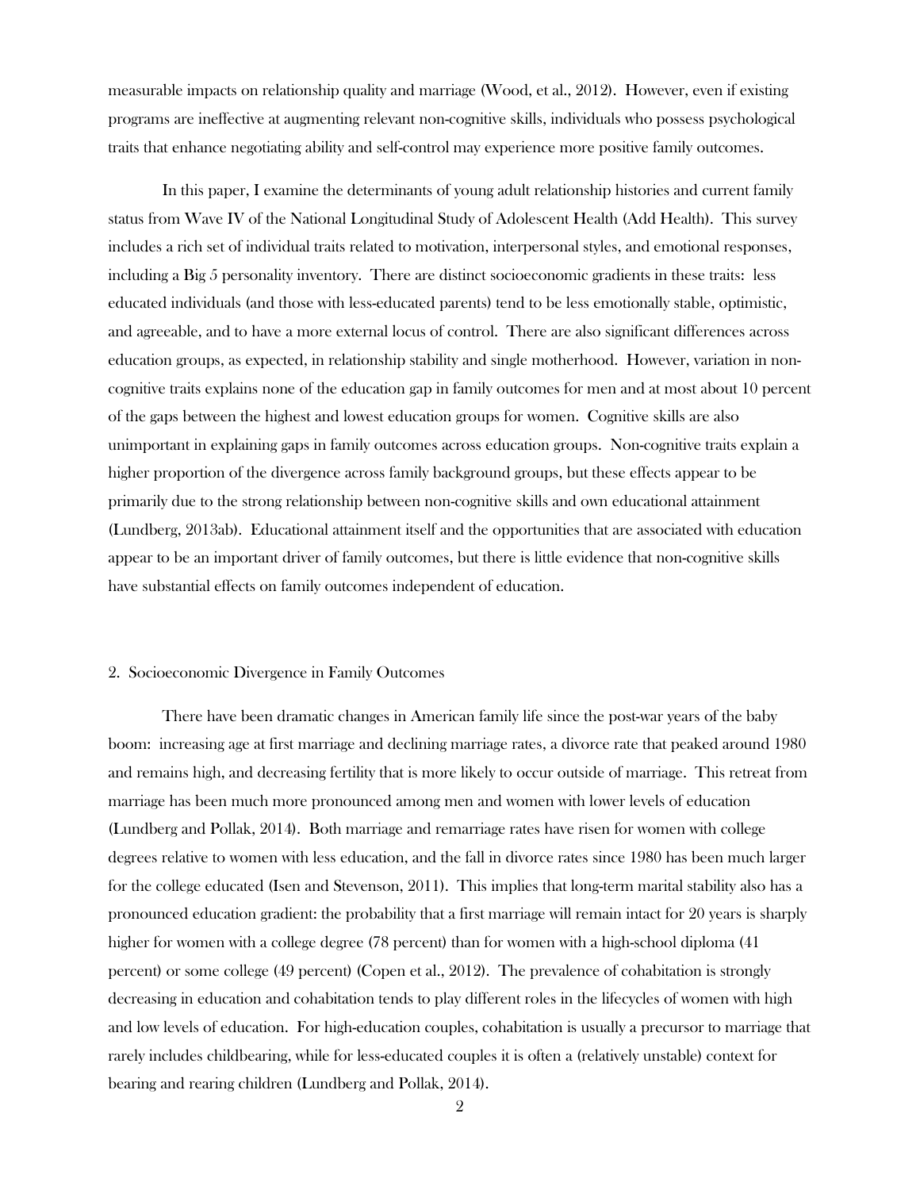measurable impacts on relationship quality and marriage (Wood, et al., 2012). However, even if existing programs are ineffective at augmenting relevant non-cognitive skills, individuals who possess psychological traits that enhance negotiating ability and self-control may experience more positive family outcomes.

In this paper, I examine the determinants of young adult relationship histories and current family status from Wave IV of the National Longitudinal Study of Adolescent Health (Add Health). This survey includes a rich set of individual traits related to motivation, interpersonal styles, and emotional responses, including a Big 5 personality inventory. There are distinct socioeconomic gradients in these traits: less educated individuals (and those with less-educated parents) tend to be less emotionally stable, optimistic, and agreeable, and to have a more external locus of control. There are also significant differences across education groups, as expected, in relationship stability and single motherhood. However, variation in non-cognitive traits explains none of the education gap in family outcomes for men and at most about 10 percent of the gaps between the highest and lowest education groups for women. Cognitive skills are also unimportant in explaining gaps in family outcomes across education groups. Non-cognitive traits explain a higher proportion of the divergence across family background groups, but these effects appear to be primarily due to the strong relationship between non-cognitive skills and own educational attainment (Lundberg, 2013ab). Educational attainment itself and the opportunities that are associated with education appear to be an important driver of family outcomes, but there is little evidence that non-cognitive skills have substantial effects on family outcomes independent of education.

## 2. Socioeconomic Divergence in Family Outcomes

There have been dramatic changes in American family life since the post-war years of the baby boom: increasing age at first marriage and declining marriage rates, a divorce rate that peaked around 1980 and remains high, and decreasing fertility that is more likely to occur outside of marriage. This retreat from marriage has been much more pronounced among men and women with lower levels of education (Lundberg and Pollak, 2014). Both marriage and remarriage rates have risen for women with college degrees relative to women with less education, and the fall in divorce rates since 1980 has been much larger for the college educated (Isen and Stevenson, 2011). This implies that long-term marital stability also has a pronounced education gradient: the probability that a first marriage will remain intact for 20 years is sharply higher for women with a college degree (78 percent) than for women with a high-school diploma (41 percent) or some college (49 percent) (Copen et al., 2012). The prevalence of cohabitation is strongly decreasing in education and cohabitation tends to play different roles in the lifecycles of women with high and low levels of education. For high-education couples, cohabitation is usually a precursor to marriage that rarely includes childbearing, while for less-educated couples it is often a (relatively unstable) context for bearing and rearing children (Lundberg and Pollak, 2014).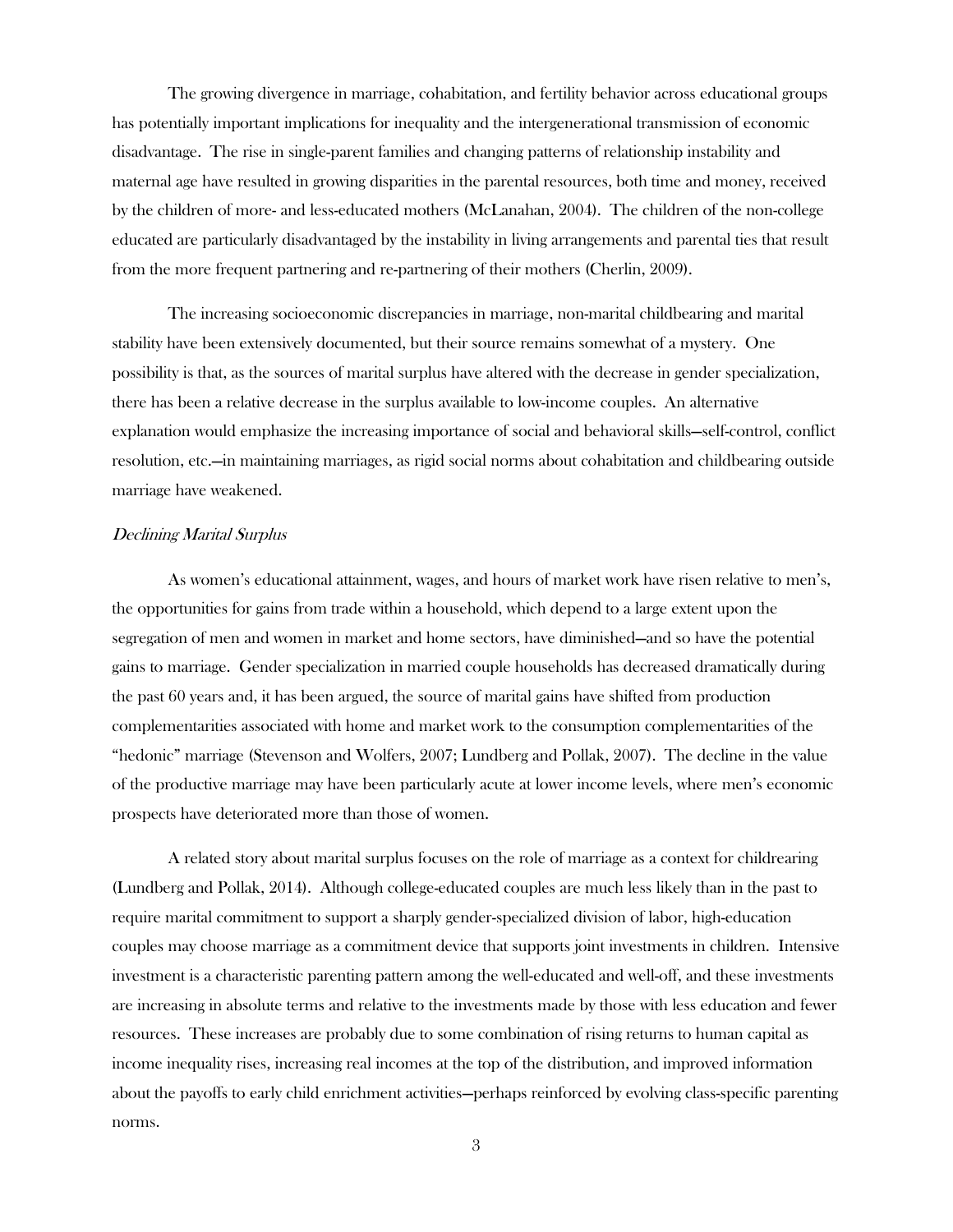The growing divergence in marriage, cohabitation, and fertility behavior across educational groups has potentially important implications for inequality and the intergenerational transmission of economic disadvantage. The rise in single-parent families and changing patterns of relationship instability and maternal age have resulted in growing disparities in the parental resources, both time and money, received by the children of more- and less-educated mothers (McLanahan, 2004). The children of the non-college educated are particularly disadvantaged by the instability in living arrangements and parental ties that result from the more frequent partnering and re-partnering of their mothers (Cherlin, 2009).

The increasing socioeconomic discrepancies in marriage, non-marital childbearing and marital stability have been extensively documented, but their source remains somewhat of a mystery. One possibility is that, as the sources of marital surplus have altered with the decrease in gender specialization, there has been a relative decrease in the surplus available to low-income couples. An alternative explanation would emphasize the increasing importance of social and behavioral skills—self-control, conflict resolution, etc.—in maintaining marriages, as rigid social norms about cohabitation and childbearing outside marriage have weakened.

*Declining Marital Surplus*

As women's educational attainment, wages, and hours of market work have risen relative to men's, the opportunities for gains from trade within a household, which depend to a large extent upon the segregation of men and women in market and home sectors, have diminished—and so have the potential gains to marriage. Gender specialization in married couple households has decreased dramatically during the past 60 years and, it has been argued, the source of marital gains have shifted from production complementarities associated with home and market work to the consumption complementarities of the "hedonic" marriage (Stevenson and Wolfers, 2007; Lundberg and Pollak, 2007). The decline in the value of the productive marriage may have been particularly acute at lower income levels, where men's economic prospects have deteriorated more than those of women.

A related story about marital surplus focuses on the role of marriage as a context for childrearing (Lundberg and Pollak, 2014). Although college-educated couples are much less likely than in the past to require marital commitment to support a sharply gender-specialized division of labor, high-education couples may choose marriage as a commitment device that supports joint investments in children. Intensive investment is a characteristic parenting pattern among the well-educated and well-off, and these investments are increasing in absolute terms and relative to the investments made by those with less education and fewer resources. These increases are probably due to some combination of rising returns to human capital as income inequality rises, increasing real incomes at the top of the distribution, and improved information about the payoffs to early child enrichment activities—perhaps reinforced by evolving class-specific parenting norms.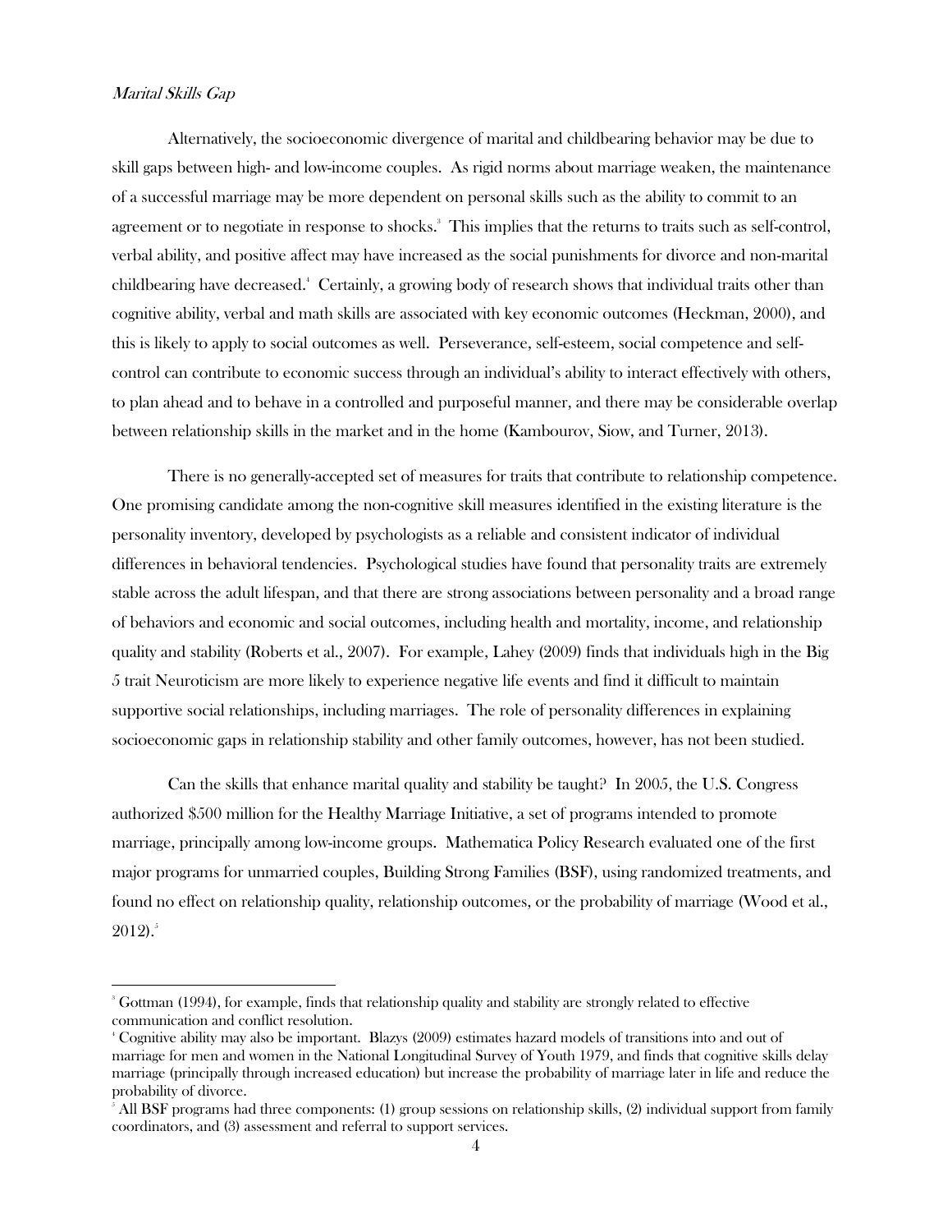*Marital Skills Gap*

Alternatively, the socioeconomic divergence of marital and childbearing behavior may be due to skill gaps between high- and low-income couples. As rigid norms about marriage weaken, the maintenance of a successful marriage may be more dependent on personal skills such as the ability to commit to an agreement or to negotiate in response to shocks.[3] This implies that the returns to traits such as self-control, verbal ability, and positive affect may have increased as the social punishments for divorce and non-marital childbearing have decreased.[4] Certainly, a growing body of research shows that individual traits other than cognitive ability, verbal and math skills are associated with key economic outcomes (Heckman, 2000), and this is likely to apply to social outcomes as well. Perseverance, self-esteem, social competence and self-control can contribute to economic success through an individual's ability to interact effectively with others, to plan ahead and to behave in a controlled and purposeful manner, and there may be considerable overlap between relationship skills in the market and in the home (Kambourov, Siow, and Turner, 2013).

There is no generally-accepted set of measures for traits that contribute to relationship competence. One promising candidate among the non-cognitive skill measures identified in the existing literature is the personality inventory, developed by psychologists as a reliable and consistent indicator of individual differences in behavioral tendencies. Psychological studies have found that personality traits are extremely stable across the adult lifespan, and that there are strong associations between personality and a broad range of behaviors and economic and social outcomes, including health and mortality, income, and relationship quality and stability (Roberts et al., 2007). For example, Lahey (2009) finds that individuals high in the Big 5 trait Neuroticism are more likely to experience negative life events and find it difficult to maintain supportive social relationships, including marriages. The role of personality differences in explaining socioeconomic gaps in relationship stability and other family outcomes, however, has not been studied.

Can the skills that enhance marital quality and stability be taught? In 2005, the U.S. Congress authorized $500 million for the Healthy Marriage Initiative, a set of programs intended to promote marriage, principally among low-income groups. Mathematica Policy Research evaluated one of the first major programs for unmarried couples, Building Strong Families (BSF), using randomized treatments, and found no effect on relationship quality, relationship outcomes, or the probability of marriage (Wood et al., 2012).[5]

---

[3] Gottman (1994), for example, finds that relationship quality and stability are strongly related to effective communication and conflict resolution.

[4] Cognitive ability may also be important. Blazys (2009) estimates hazard models of transitions into and out of marriage for men and women in the National Longitudinal Survey of Youth 1979, and finds that cognitive skills delay marriage (principally through increased education) but increase the probability of marriage later in life and reduce the probability of divorce.

[5] All BSF programs had three components: (1) group sessions on relationship skills, (2) individual support from family coordinators, and (3) assessment and referral to support services.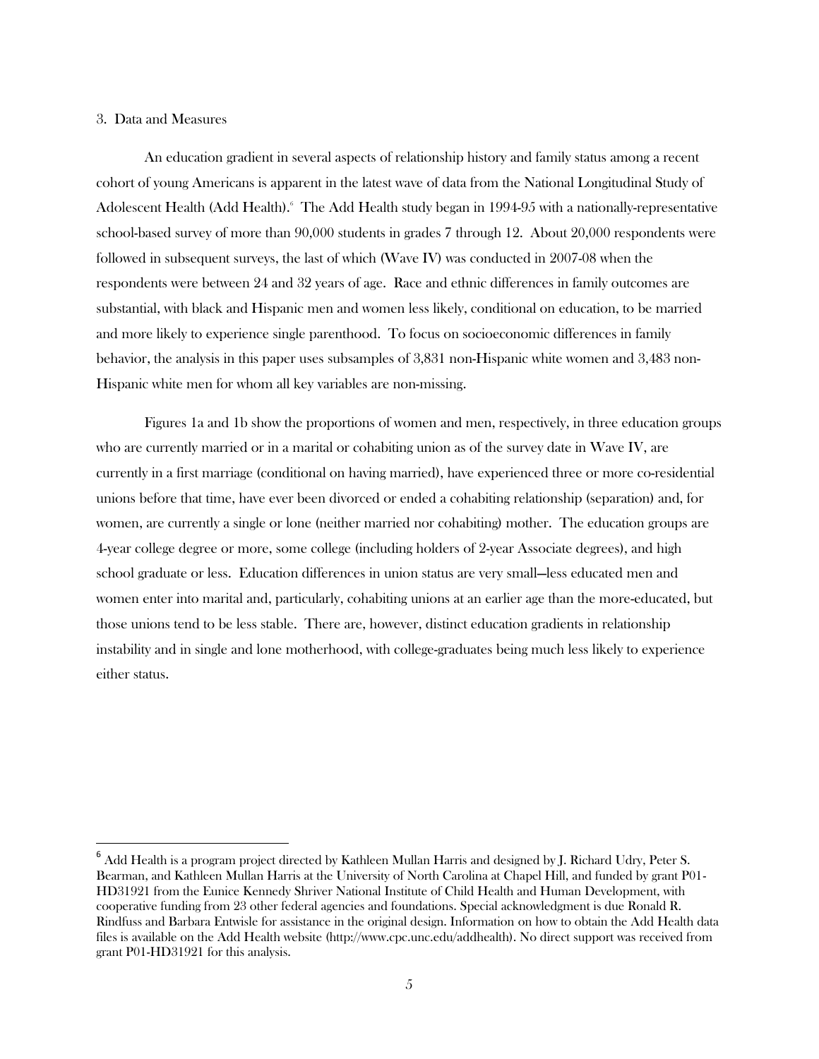3. Data and Measures

An education gradient in several aspects of relationship history and family status among a recent cohort of young Americans is apparent in the latest wave of data from the National Longitudinal Study of Adolescent Health (Add Health).[6] The Add Health study began in 1994-95 with a nationally-representative school-based survey of more than 90,000 students in grades 7 through 12. About 20,000 respondents were followed in subsequent surveys, the last of which (Wave IV) was conducted in 2007-08 when the respondents were between 24 and 32 years of age. Race and ethnic differences in family outcomes are substantial, with black and Hispanic men and women less likely, conditional on education, to be married and more likely to experience single parenthood. To focus on socioeconomic differences in family behavior, the analysis in this paper uses subsamples of 3,831 non-Hispanic white women and 3,483 non-Hispanic white men for whom all key variables are non-missing.

Figures 1a and 1b show the proportions of women and men, respectively, in three education groups who are currently married or in a marital or cohabiting union as of the survey date in Wave IV, are currently in a first marriage (conditional on having married), have experienced three or more co-residential unions before that time, have ever been divorced or ended a cohabiting relationship (separation) and, for women, are currently a single or lone (neither married nor cohabiting) mother. The education groups are 4-year college degree or more, some college (including holders of 2-year Associate degrees), and high school graduate or less. Education differences in union status are very small—less educated men and women enter into marital and, particularly, cohabiting unions at an earlier age than the more-educated, but those unions tend to be less stable. There are, however, distinct education gradients in relationship instability and in single and lone motherhood, with college-graduates being much less likely to experience either status.

[6] Add Health is a program project directed by Kathleen Mullan Harris and designed by J. Richard Udry, Peter S. Bearman, and Kathleen Mullan Harris at the University of North Carolina at Chapel Hill, and funded by grant P01-HD31921 from the Eunice Kennedy Shriver National Institute of Child Health and Human Development, with cooperative funding from 23 other federal agencies and foundations. Special acknowledgment is due Ronald R. Rindfuss and Barbara Entwisle for assistance in the original design. Information on how to obtain the Add Health data files is available on the Add Health website (http://www.cpc.unc.edu/addhealth). No direct support was received from grant P01-HD31921 for this analysis.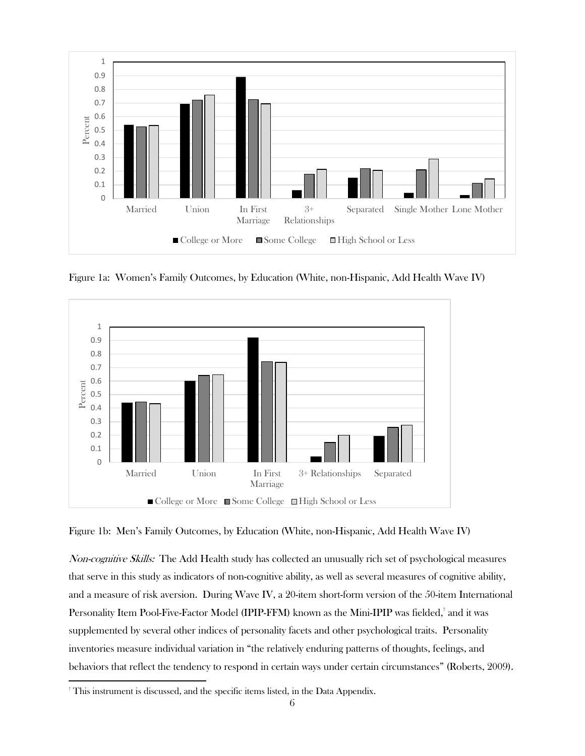Figure 1a: Women's Family Outcomes, by Education (White, non-Hispanic, Add Health Wave IV)

Figure 1b: Men's Family Outcomes, by Education (White, non-Hispanic, Add Health Wave IV)

*Non-cognitive Skills:* The Add Health study has collected an unusually rich set of psychological measures that serve in this study as indicators of non-cognitive ability, as well as several measures of cognitive ability, and a measure of risk aversion. During Wave IV, a 20-item short-form version of the 50-item International Personality Item Pool-Five-Factor Model (IPIP-FFM) known as the Mini-IPIP was fielded,[7] and it was supplemented by several other indices of personality facets and other psychological traits. Personality inventories measure individual variation in "the relatively enduring patterns of thoughts, feelings, and behaviors that reflect the tendency to respond in certain ways under certain circumstances" (Roberts, 2009).

[7] This instrument is discussed, and the specific items listed, in the Data Appendix.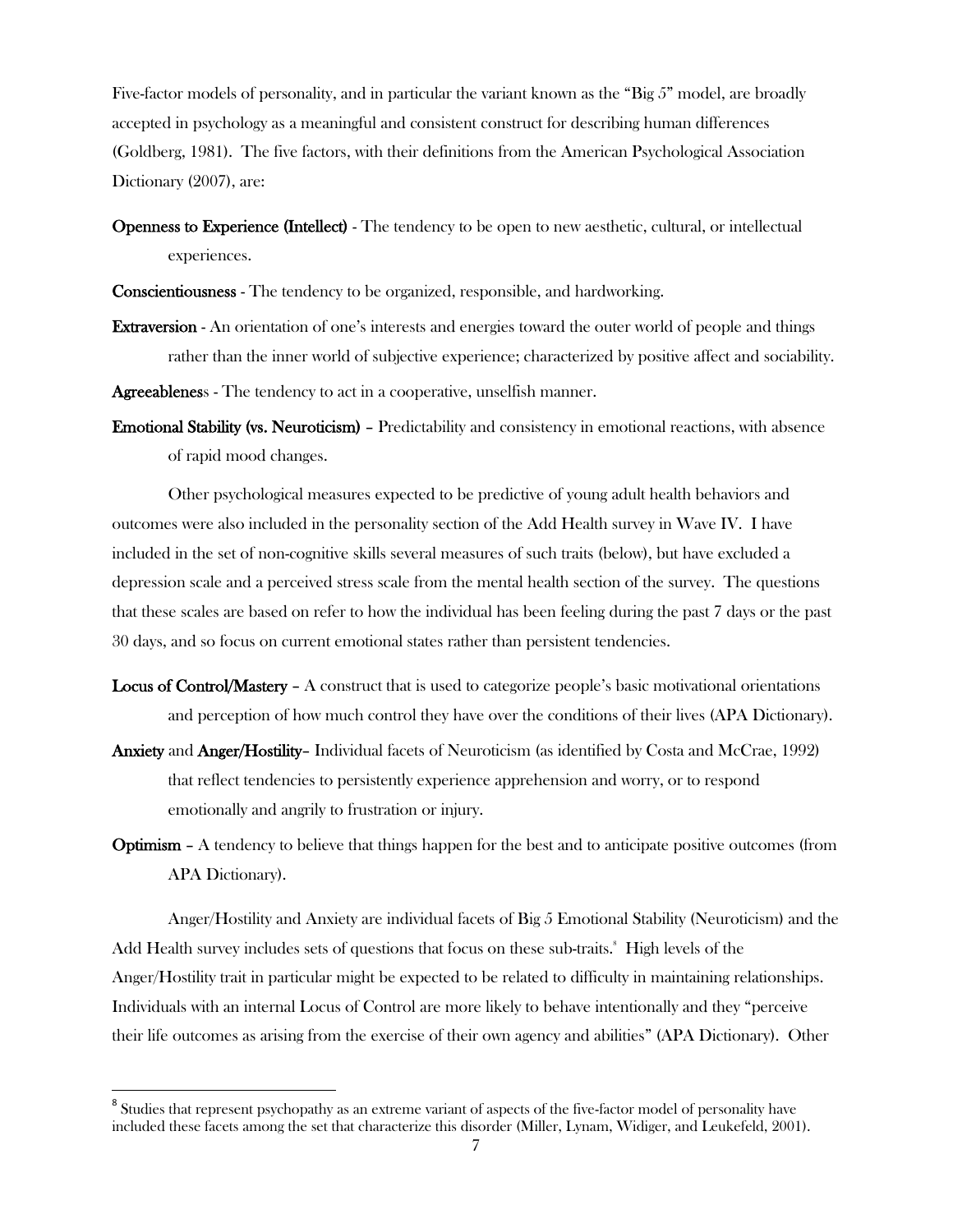Five-factor models of personality, and in particular the variant known as the "Big 5" model, are broadly accepted in psychology as a meaningful and consistent construct for describing human differences (Goldberg, 1981). The five factors, with their definitions from the American Psychological Association Dictionary (2007), are:

**Openness to Experience (Intellect)** - The tendency to be open to new aesthetic, cultural, or intellectual experiences.

**Conscientiousness** - The tendency to be organized, responsible, and hardworking.

**Extraversion** - An orientation of one's interests and energies toward the outer world of people and things rather than the inner world of subjective experience; characterized by positive affect and sociability.

**Agreeablenes**s - The tendency to act in a cooperative, unselfish manner.

**Emotional Stability (vs. Neuroticism)** – Predictability and consistency in emotional reactions, with absence of rapid mood changes.

Other psychological measures expected to be predictive of young adult health behaviors and outcomes were also included in the personality section of the Add Health survey in Wave IV. I have included in the set of non-cognitive skills several measures of such traits (below), but have excluded a depression scale and a perceived stress scale from the mental health section of the survey. The questions that these scales are based on refer to how the individual has been feeling during the past 7 days or the past 30 days, and so focus on current emotional states rather than persistent tendencies.

**Locus of Control/Mastery** – A construct that is used to categorize people's basic motivational orientations and perception of how much control they have over the conditions of their lives (APA Dictionary).

**Anxiety** and **Anger/Hostility**– Individual facets of Neuroticism (as identified by Costa and McCrae, 1992) that reflect tendencies to persistently experience apprehension and worry, or to respond emotionally and angrily to frustration or injury.

**Optimism** – A tendency to believe that things happen for the best and to anticipate positive outcomes (from APA Dictionary).

Anger/Hostility and Anxiety are individual facets of Big 5 Emotional Stability (Neuroticism) and the Add Health survey includes sets of questions that focus on these sub-traits.[8] High levels of the Anger/Hostility trait in particular might be expected to be related to difficulty in maintaining relationships. Individuals with an internal Locus of Control are more likely to behave intentionally and they "perceive their life outcomes as arising from the exercise of their own agency and abilities" (APA Dictionary). Other

[8] Studies that represent psychopathy as an extreme variant of aspects of the five-factor model of personality have included these facets among the set that characterize this disorder (Miller, Lynam, Widiger, and Leukefeld, 2001).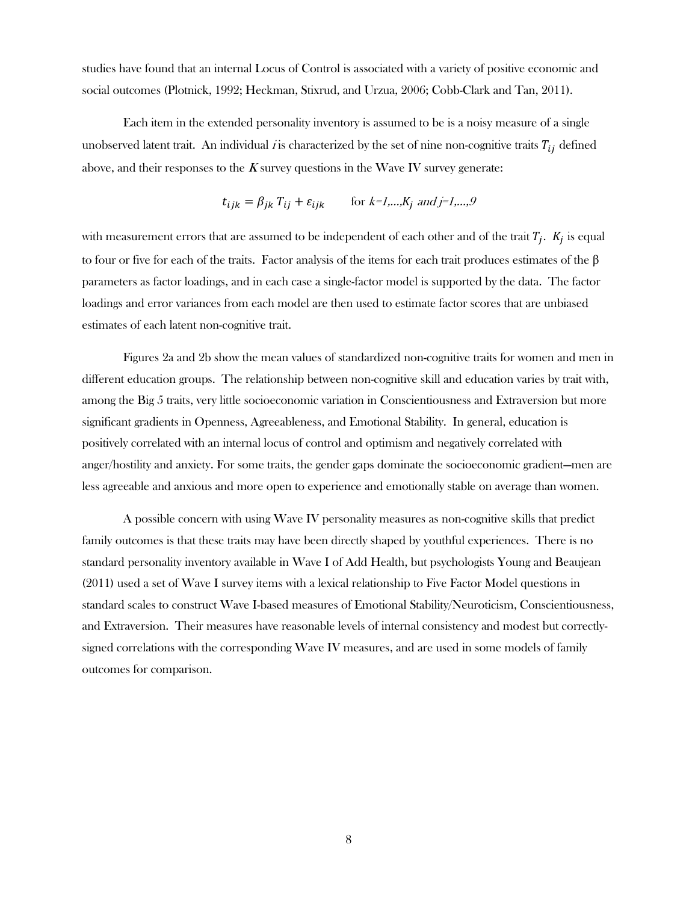studies have found that an internal Locus of Control is associated with a variety of positive economic and social outcomes (Plotnick, 1992; Heckman, Stixrud, and Urzua, 2006; Cobb-Clark and Tan, 2011).

Each item in the extended personality inventory is assumed to be is a noisy measure of a single unobserved latent trait. An individual *i* is characterized by the set of nine non-cognitive traits $T_{ij}$ defined above, and their responses to the *K* survey questions in the Wave IV survey generate:

$$t_{ijk} = \beta_{jk} T_{ij} + \varepsilon_{ijk} \qquad \text{for } k=1,\ldots,K_j \text{ and } j=1,\ldots,9$$

with measurement errors that are assumed to be independent of each other and of the trait $T_j$. $K_j$ is equal to four or five for each of the traits. Factor analysis of the items for each trait produces estimates of the β parameters as factor loadings, and in each case a single-factor model is supported by the data. The factor loadings and error variances from each model are then used to estimate factor scores that are unbiased estimates of each latent non-cognitive trait.

Figures 2a and 2b show the mean values of standardized non-cognitive traits for women and men in different education groups. The relationship between non-cognitive skill and education varies by trait with, among the Big 5 traits, very little socioeconomic variation in Conscientiousness and Extraversion but more significant gradients in Openness, Agreeableness, and Emotional Stability. In general, education is positively correlated with an internal locus of control and optimism and negatively correlated with anger/hostility and anxiety. For some traits, the gender gaps dominate the socioeconomic gradient—men are less agreeable and anxious and more open to experience and emotionally stable on average than women.

A possible concern with using Wave IV personality measures as non-cognitive skills that predict family outcomes is that these traits may have been directly shaped by youthful experiences. There is no standard personality inventory available in Wave I of Add Health, but psychologists Young and Beaujean (2011) used a set of Wave I survey items with a lexical relationship to Five Factor Model questions in standard scales to construct Wave I-based measures of Emotional Stability/Neuroticism, Conscientiousness, and Extraversion. Their measures have reasonable levels of internal consistency and modest but correctly-signed correlations with the corresponding Wave IV measures, and are used in some models of family outcomes for comparison.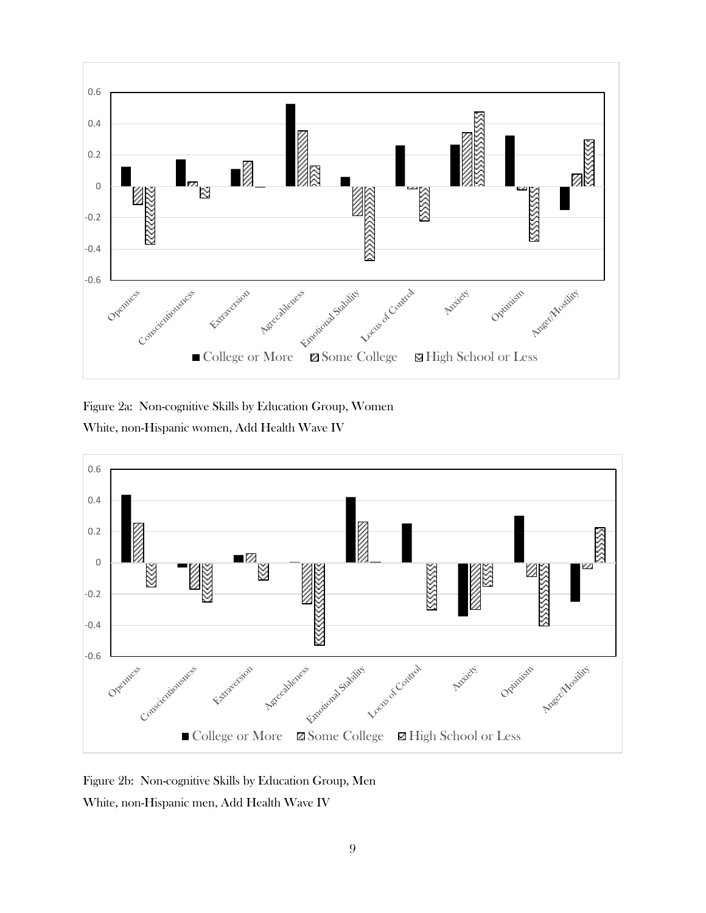Figure 2a: Non-cognitive Skills by Education Group, Women

White, non-Hispanic women, Add Health Wave IV

Figure 2b: Non-cognitive Skills by Education Group, Men

White, non-Hispanic men, Add Health Wave IV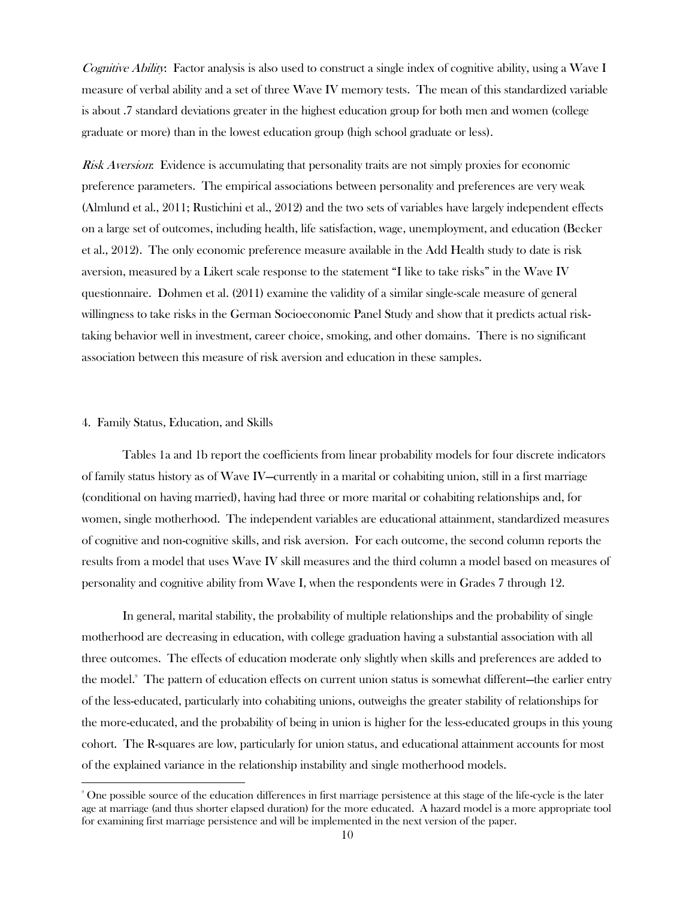*Cognitive Ability*: Factor analysis is also used to construct a single index of cognitive ability, using a Wave I measure of verbal ability and a set of three Wave IV memory tests. The mean of this standardized variable is about .7 standard deviations greater in the highest education group for both men and women (college graduate or more) than in the lowest education group (high school graduate or less).

*Risk Aversion*: Evidence is accumulating that personality traits are not simply proxies for economic preference parameters. The empirical associations between personality and preferences are very weak (Almlund et al., 2011; Rustichini et al., 2012) and the two sets of variables have largely independent effects on a large set of outcomes, including health, life satisfaction, wage, unemployment, and education (Becker et al., 2012). The only economic preference measure available in the Add Health study to date is risk aversion, measured by a Likert scale response to the statement "I like to take risks" in the Wave IV questionnaire. Dohmen et al. (2011) examine the validity of a similar single-scale measure of general willingness to take risks in the German Socioeconomic Panel Study and show that it predicts actual risk-taking behavior well in investment, career choice, smoking, and other domains. There is no significant association between this measure of risk aversion and education in these samples.

## 4. Family Status, Education, and Skills

Tables 1a and 1b report the coefficients from linear probability models for four discrete indicators of family status history as of Wave IV—currently in a marital or cohabiting union, still in a first marriage (conditional on having married), having had three or more marital or cohabiting relationships and, for women, single motherhood. The independent variables are educational attainment, standardized measures of cognitive and non-cognitive skills, and risk aversion. For each outcome, the second column reports the results from a model that uses Wave IV skill measures and the third column a model based on measures of personality and cognitive ability from Wave I, when the respondents were in Grades 7 through 12.

In general, marital stability, the probability of multiple relationships and the probability of single motherhood are decreasing in education, with college graduation having a substantial association with all three outcomes. The effects of education moderate only slightly when skills and preferences are added to the model.[9] The pattern of education effects on current union status is somewhat different—the earlier entry of the less-educated, particularly into cohabiting unions, outweighs the greater stability of relationships for the more-educated, and the probability of being in union is higher for the less-educated groups in this young cohort. The R-squares are low, particularly for union status, and educational attainment accounts for most of the explained variance in the relationship instability and single motherhood models.

[9] One possible source of the education differences in first marriage persistence at this stage of the life-cycle is the later age at marriage (and thus shorter elapsed duration) for the more educated. A hazard model is a more appropriate tool for examining first marriage persistence and will be implemented in the next version of the paper.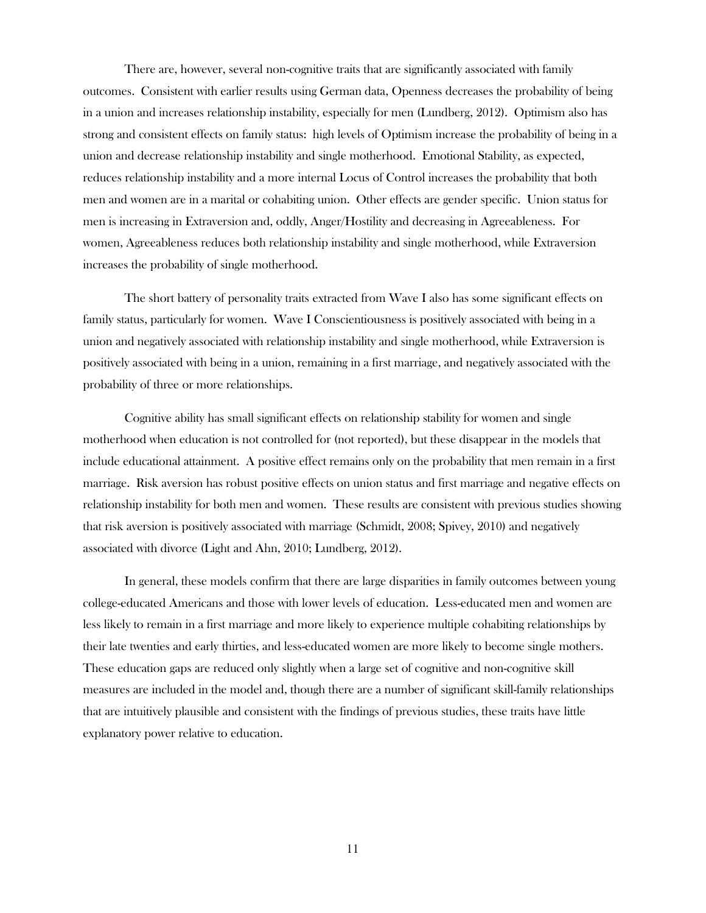There are, however, several non-cognitive traits that are significantly associated with family outcomes. Consistent with earlier results using German data, Openness decreases the probability of being in a union and increases relationship instability, especially for men (Lundberg, 2012). Optimism also has strong and consistent effects on family status: high levels of Optimism increase the probability of being in a union and decrease relationship instability and single motherhood. Emotional Stability, as expected, reduces relationship instability and a more internal Locus of Control increases the probability that both men and women are in a marital or cohabiting union. Other effects are gender specific. Union status for men is increasing in Extraversion and, oddly, Anger/Hostility and decreasing in Agreeableness. For women, Agreeableness reduces both relationship instability and single motherhood, while Extraversion increases the probability of single motherhood.

The short battery of personality traits extracted from Wave I also has some significant effects on family status, particularly for women. Wave I Conscientiousness is positively associated with being in a union and negatively associated with relationship instability and single motherhood, while Extraversion is positively associated with being in a union, remaining in a first marriage, and negatively associated with the probability of three or more relationships.

Cognitive ability has small significant effects on relationship stability for women and single motherhood when education is not controlled for (not reported), but these disappear in the models that include educational attainment. A positive effect remains only on the probability that men remain in a first marriage. Risk aversion has robust positive effects on union status and first marriage and negative effects on relationship instability for both men and women. These results are consistent with previous studies showing that risk aversion is positively associated with marriage (Schmidt, 2008; Spivey, 2010) and negatively associated with divorce (Light and Ahn, 2010; Lundberg, 2012).

In general, these models confirm that there are large disparities in family outcomes between young college-educated Americans and those with lower levels of education. Less-educated men and women are less likely to remain in a first marriage and more likely to experience multiple cohabiting relationships by their late twenties and early thirties, and less-educated women are more likely to become single mothers. These education gaps are reduced only slightly when a large set of cognitive and non-cognitive skill measures are included in the model and, though there are a number of significant skill-family relationships that are intuitively plausible and consistent with the findings of previous studies, these traits have little explanatory power relative to education.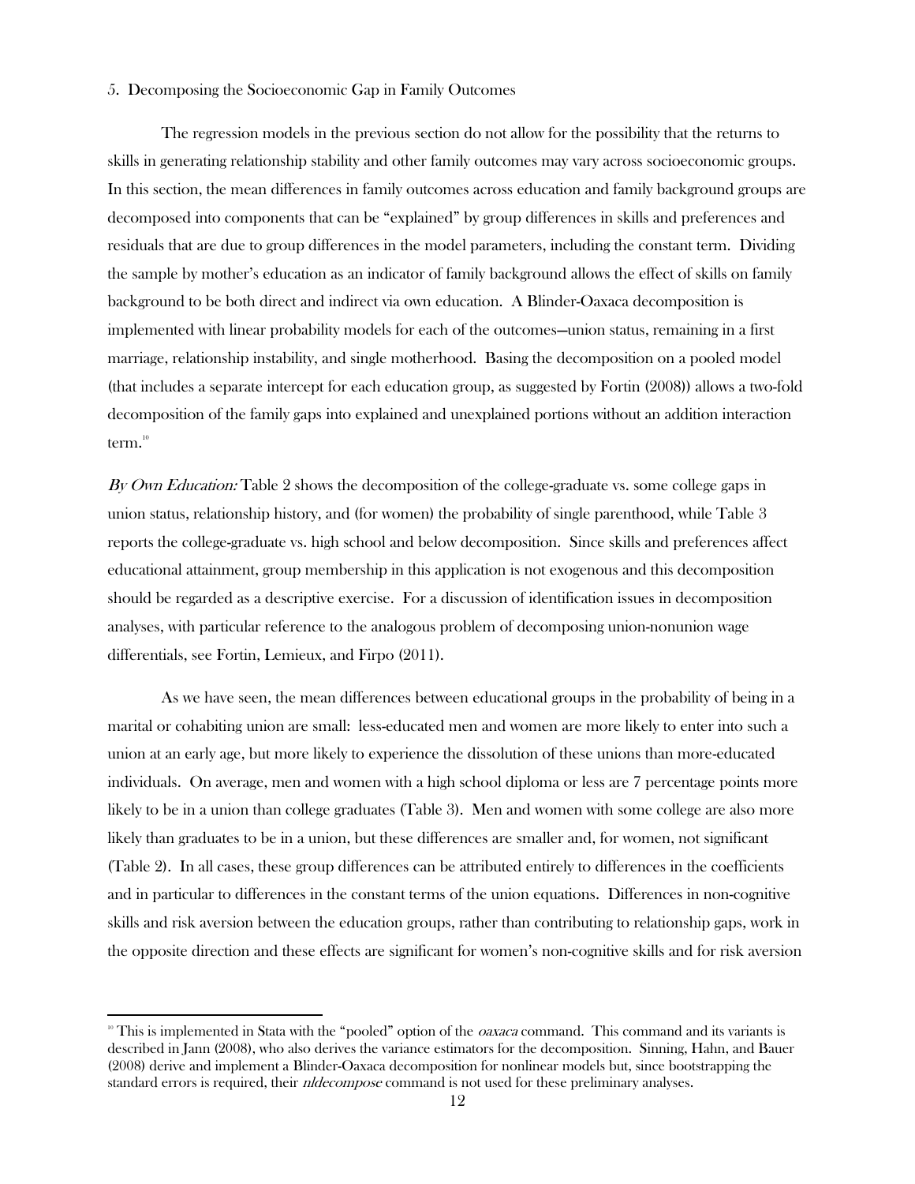5. Decomposing the Socioeconomic Gap in Family Outcomes

The regression models in the previous section do not allow for the possibility that the returns to skills in generating relationship stability and other family outcomes may vary across socioeconomic groups. In this section, the mean differences in family outcomes across education and family background groups are decomposed into components that can be "explained" by group differences in skills and preferences and residuals that are due to group differences in the model parameters, including the constant term. Dividing the sample by mother's education as an indicator of family background allows the effect of skills on family background to be both direct and indirect via own education. A Blinder-Oaxaca decomposition is implemented with linear probability models for each of the outcomes—union status, remaining in a first marriage, relationship instability, and single motherhood. Basing the decomposition on a pooled model (that includes a separate intercept for each education group, as suggested by Fortin (2008)) allows a two-fold decomposition of the family gaps into explained and unexplained portions without an addition interaction term.[10]

*By Own Education:* Table 2 shows the decomposition of the college-graduate vs. some college gaps in union status, relationship history, and (for women) the probability of single parenthood, while Table 3 reports the college-graduate vs. high school and below decomposition. Since skills and preferences affect educational attainment, group membership in this application is not exogenous and this decomposition should be regarded as a descriptive exercise. For a discussion of identification issues in decomposition analyses, with particular reference to the analogous problem of decomposing union-nonunion wage differentials, see Fortin, Lemieux, and Firpo (2011).

As we have seen, the mean differences between educational groups in the probability of being in a marital or cohabiting union are small: less-educated men and women are more likely to enter into such a union at an early age, but more likely to experience the dissolution of these unions than more-educated individuals. On average, men and women with a high school diploma or less are 7 percentage points more likely to be in a union than college graduates (Table 3). Men and women with some college are also more likely than graduates to be in a union, but these differences are smaller and, for women, not significant (Table 2). In all cases, these group differences can be attributed entirely to differences in the coefficients and in particular to differences in the constant terms of the union equations. Differences in non-cognitive skills and risk aversion between the education groups, rather than contributing to relationship gaps, work in the opposite direction and these effects are significant for women's non-cognitive skills and for risk aversion

[10] This is implemented in Stata with the "pooled" option of the *oaxaca* command. This command and its variants is described in Jann (2008), who also derives the variance estimators for the decomposition. Sinning, Hahn, and Bauer (2008) derive and implement a Blinder-Oaxaca decomposition for nonlinear models but, since bootstrapping the standard errors is required, their *nldecompose* command is not used for these preliminary analyses.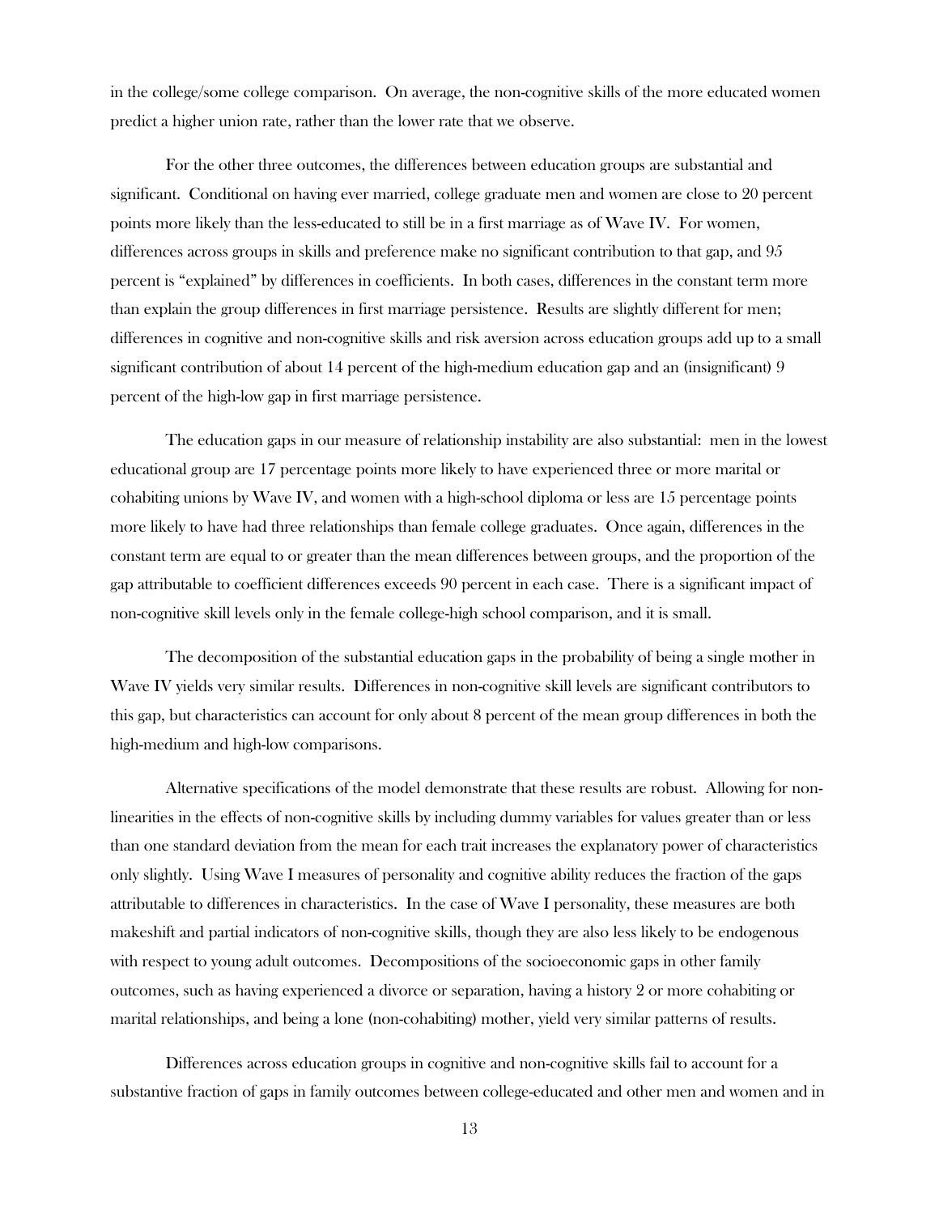in the college/some college comparison. On average, the non-cognitive skills of the more educated women predict a higher union rate, rather than the lower rate that we observe.

For the other three outcomes, the differences between education groups are substantial and significant. Conditional on having ever married, college graduate men and women are close to 20 percent points more likely than the less-educated to still be in a first marriage as of Wave IV. For women, differences across groups in skills and preference make no significant contribution to that gap, and 95 percent is "explained" by differences in coefficients. In both cases, differences in the constant term more than explain the group differences in first marriage persistence. Results are slightly different for men; differences in cognitive and non-cognitive skills and risk aversion across education groups add up to a small significant contribution of about 14 percent of the high-medium education gap and an (insignificant) 9 percent of the high-low gap in first marriage persistence.

The education gaps in our measure of relationship instability are also substantial: men in the lowest educational group are 17 percentage points more likely to have experienced three or more marital or cohabiting unions by Wave IV, and women with a high-school diploma or less are 15 percentage points more likely to have had three relationships than female college graduates. Once again, differences in the constant term are equal to or greater than the mean differences between groups, and the proportion of the gap attributable to coefficient differences exceeds 90 percent in each case. There is a significant impact of non-cognitive skill levels only in the female college-high school comparison, and it is small.

The decomposition of the substantial education gaps in the probability of being a single mother in Wave IV yields very similar results. Differences in non-cognitive skill levels are significant contributors to this gap, but characteristics can account for only about 8 percent of the mean group differences in both the high-medium and high-low comparisons.

Alternative specifications of the model demonstrate that these results are robust. Allowing for non-linearities in the effects of non-cognitive skills by including dummy variables for values greater than or less than one standard deviation from the mean for each trait increases the explanatory power of characteristics only slightly. Using Wave I measures of personality and cognitive ability reduces the fraction of the gaps attributable to differences in characteristics. In the case of Wave I personality, these measures are both makeshift and partial indicators of non-cognitive skills, though they are also less likely to be endogenous with respect to young adult outcomes. Decompositions of the socioeconomic gaps in other family outcomes, such as having experienced a divorce or separation, having a history 2 or more cohabiting or marital relationships, and being a lone (non-cohabiting) mother, yield very similar patterns of results.

Differences across education groups in cognitive and non-cognitive skills fail to account for a substantive fraction of gaps in family outcomes between college-educated and other men and women and in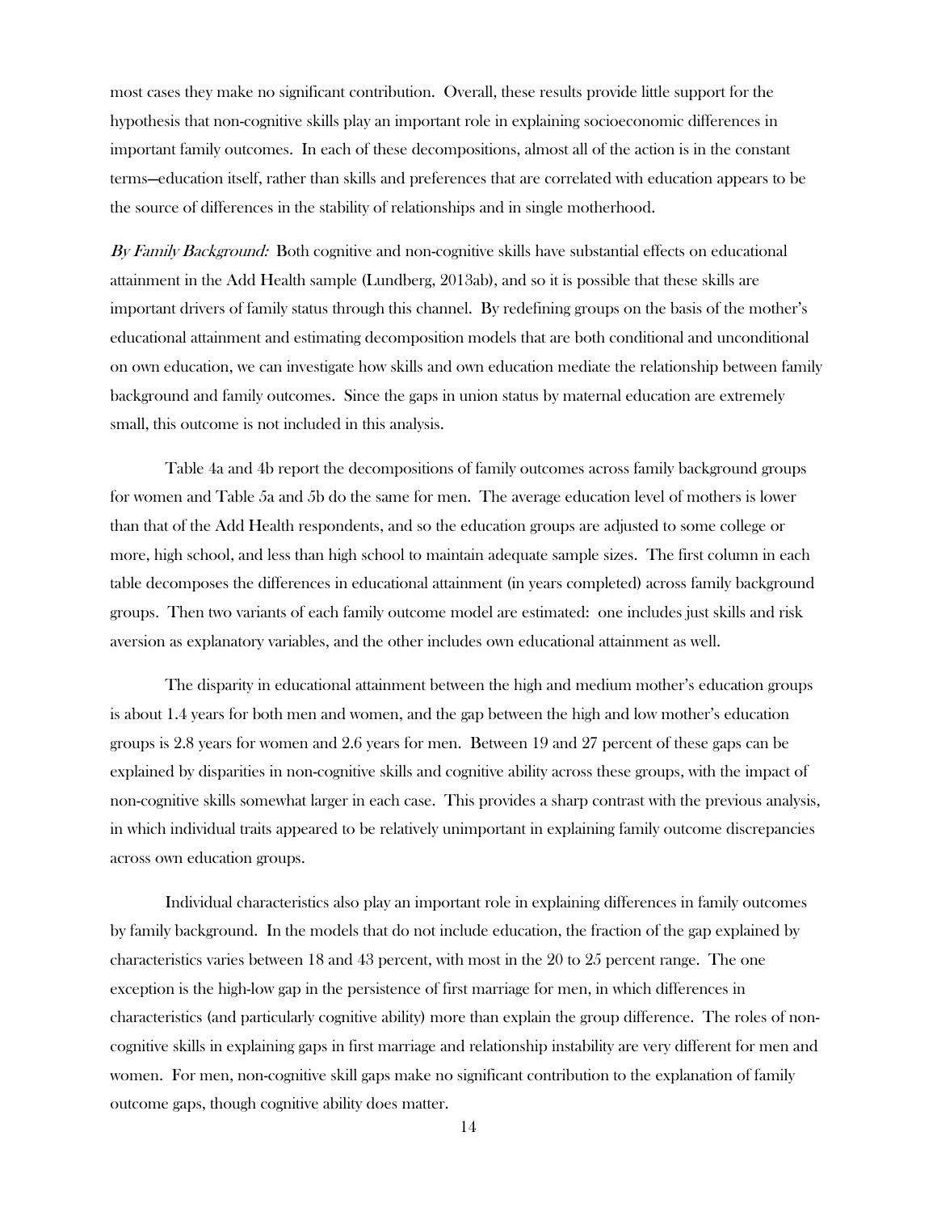most cases they make no significant contribution. Overall, these results provide little support for the hypothesis that non-cognitive skills play an important role in explaining socioeconomic differences in important family outcomes. In each of these decompositions, almost all of the action is in the constant terms—education itself, rather than skills and preferences that are correlated with education appears to be the source of differences in the stability of relationships and in single motherhood.

*By Family Background:* Both cognitive and non-cognitive skills have substantial effects on educational attainment in the Add Health sample (Lundberg, 2013ab), and so it is possible that these skills are important drivers of family status through this channel. By redefining groups on the basis of the mother's educational attainment and estimating decomposition models that are both conditional and unconditional on own education, we can investigate how skills and own education mediate the relationship between family background and family outcomes. Since the gaps in union status by maternal education are extremely small, this outcome is not included in this analysis.

Table 4a and 4b report the decompositions of family outcomes across family background groups for women and Table 5a and 5b do the same for men. The average education level of mothers is lower than that of the Add Health respondents, and so the education groups are adjusted to some college or more, high school, and less than high school to maintain adequate sample sizes. The first column in each table decomposes the differences in educational attainment (in years completed) across family background groups. Then two variants of each family outcome model are estimated: one includes just skills and risk aversion as explanatory variables, and the other includes own educational attainment as well.

The disparity in educational attainment between the high and medium mother's education groups is about 1.4 years for both men and women, and the gap between the high and low mother's education groups is 2.8 years for women and 2.6 years for men. Between 19 and 27 percent of these gaps can be explained by disparities in non-cognitive skills and cognitive ability across these groups, with the impact of non-cognitive skills somewhat larger in each case. This provides a sharp contrast with the previous analysis, in which individual traits appeared to be relatively unimportant in explaining family outcome discrepancies across own education groups.

Individual characteristics also play an important role in explaining differences in family outcomes by family background. In the models that do not include education, the fraction of the gap explained by characteristics varies between 18 and 43 percent, with most in the 20 to 25 percent range. The one exception is the high-low gap in the persistence of first marriage for men, in which differences in characteristics (and particularly cognitive ability) more than explain the group difference. The roles of non-cognitive skills in explaining gaps in first marriage and relationship instability are very different for men and women. For men, non-cognitive skill gaps make no significant contribution to the explanation of family outcome gaps, though cognitive ability does matter.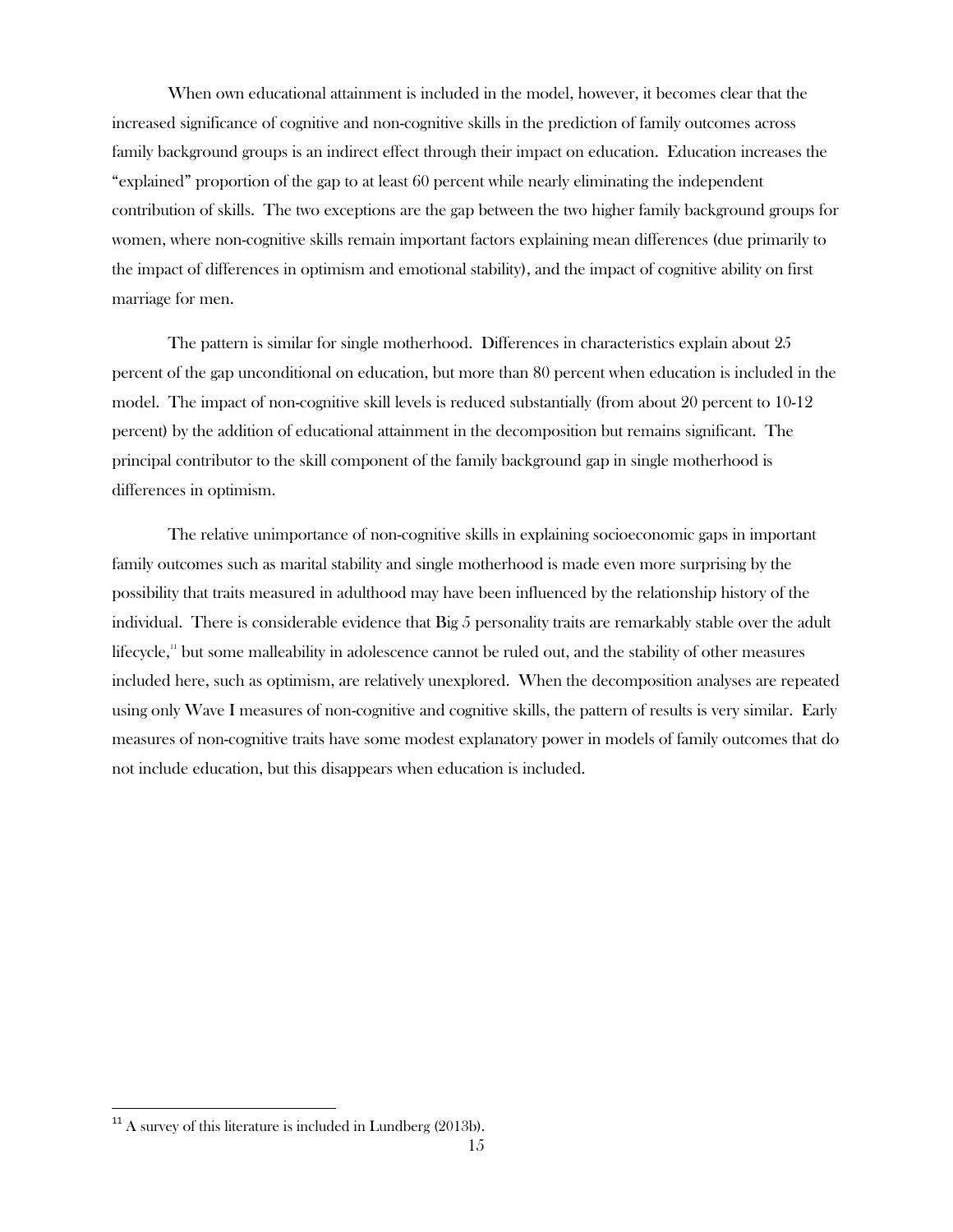When own educational attainment is included in the model, however, it becomes clear that the increased significance of cognitive and non-cognitive skills in the prediction of family outcomes across family background groups is an indirect effect through their impact on education. Education increases the "explained" proportion of the gap to at least 60 percent while nearly eliminating the independent contribution of skills. The two exceptions are the gap between the two higher family background groups for women, where non-cognitive skills remain important factors explaining mean differences (due primarily to the impact of differences in optimism and emotional stability), and the impact of cognitive ability on first marriage for men.

The pattern is similar for single motherhood. Differences in characteristics explain about 25 percent of the gap unconditional on education, but more than 80 percent when education is included in the model. The impact of non-cognitive skill levels is reduced substantially (from about 20 percent to 10-12 percent) by the addition of educational attainment in the decomposition but remains significant. The principal contributor to the skill component of the family background gap in single motherhood is differences in optimism.

The relative unimportance of non-cognitive skills in explaining socioeconomic gaps in important family outcomes such as marital stability and single motherhood is made even more surprising by the possibility that traits measured in adulthood may have been influenced by the relationship history of the individual. There is considerable evidence that Big 5 personality traits are remarkably stable over the adult lifecycle,[11] but some malleability in adolescence cannot be ruled out, and the stability of other measures included here, such as optimism, are relatively unexplored. When the decomposition analyses are repeated using only Wave I measures of non-cognitive and cognitive skills, the pattern of results is very similar. Early measures of non-cognitive traits have some modest explanatory power in models of family outcomes that do not include education, but this disappears when education is included.

[11] A survey of this literature is included in Lundberg (2013b).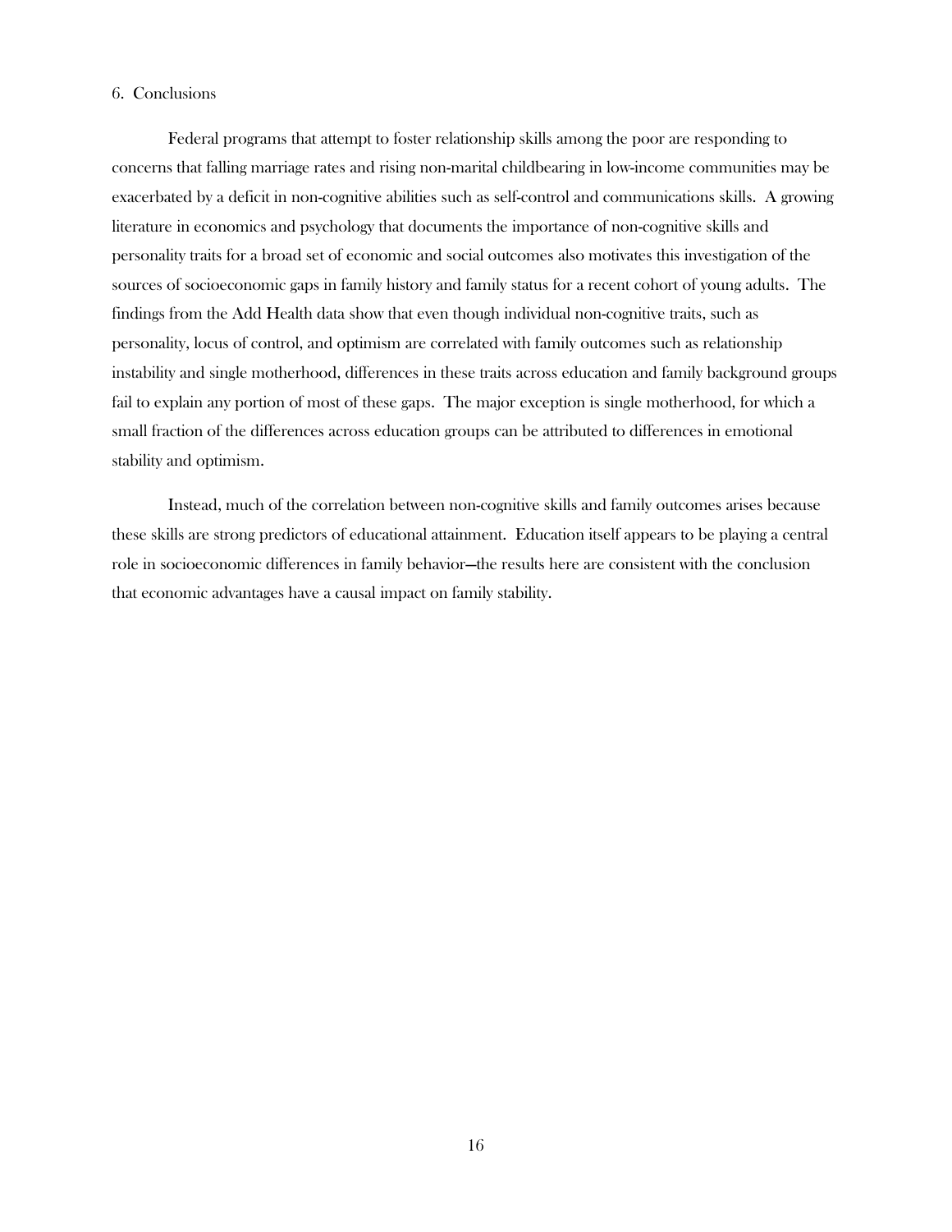## 6. Conclusions

Federal programs that attempt to foster relationship skills among the poor are responding to concerns that falling marriage rates and rising non-marital childbearing in low-income communities may be exacerbated by a deficit in non-cognitive abilities such as self-control and communications skills. A growing literature in economics and psychology that documents the importance of non-cognitive skills and personality traits for a broad set of economic and social outcomes also motivates this investigation of the sources of socioeconomic gaps in family history and family status for a recent cohort of young adults. The findings from the Add Health data show that even though individual non-cognitive traits, such as personality, locus of control, and optimism are correlated with family outcomes such as relationship instability and single motherhood, differences in these traits across education and family background groups fail to explain any portion of most of these gaps. The major exception is single motherhood, for which a small fraction of the differences across education groups can be attributed to differences in emotional stability and optimism.

Instead, much of the correlation between non-cognitive skills and family outcomes arises because these skills are strong predictors of educational attainment. Education itself appears to be playing a central role in socioeconomic differences in family behavior—the results here are consistent with the conclusion that economic advantages have a causal impact on family stability.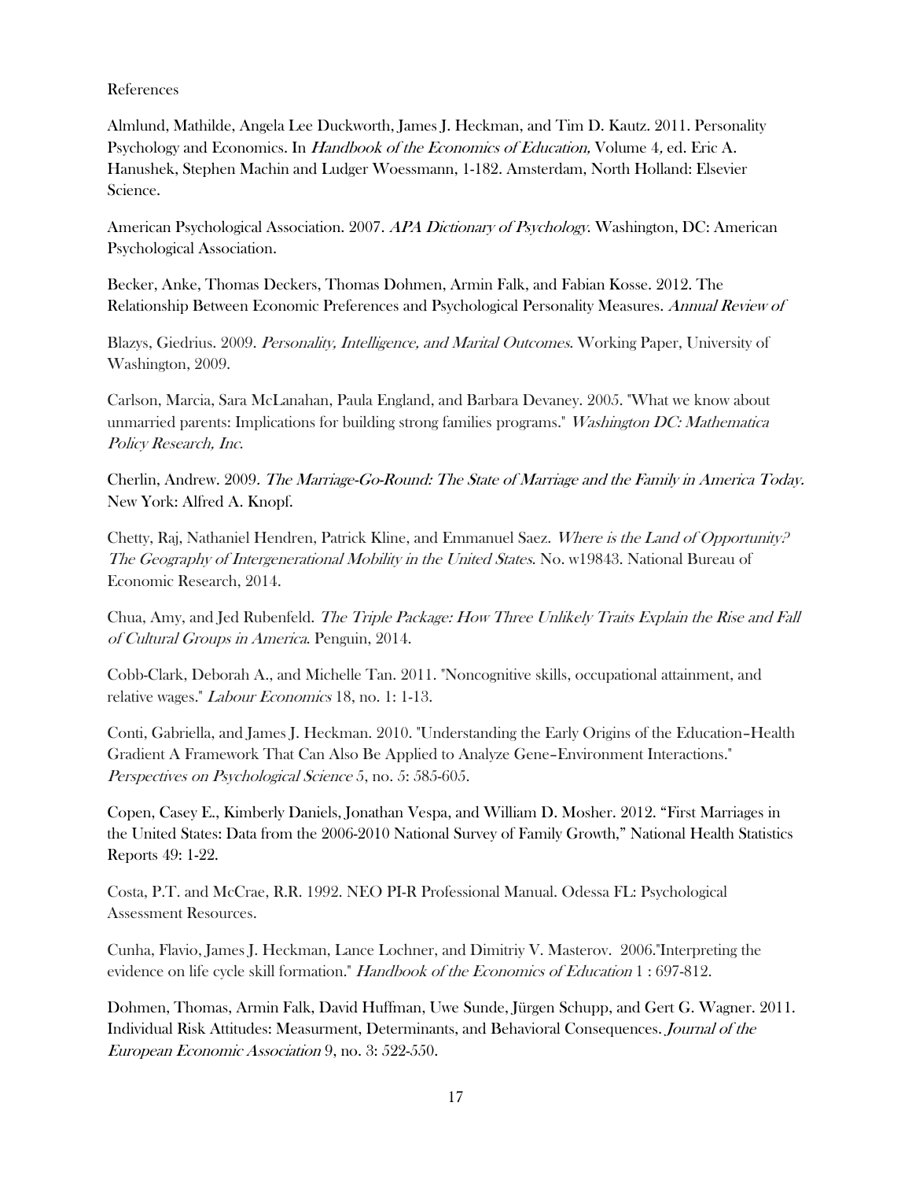References

Almlund, Mathilde, Angela Lee Duckworth, James J. Heckman, and Tim D. Kautz. 2011. Personality Psychology and Economics. In *Handbook of the Economics of Education,* Volume 4*,* ed. Eric A. Hanushek, Stephen Machin and Ludger Woessmann, 1-182. Amsterdam, North Holland: Elsevier Science.

American Psychological Association. 2007. *APA Dictionary of Psychology*. Washington, DC: American Psychological Association.

Becker, Anke, Thomas Deckers, Thomas Dohmen, Armin Falk, and Fabian Kosse. 2012. The Relationship Between Economic Preferences and Psychological Personality Measures. *Annual Review of*

Blazys, Giedrius. 2009. *Personality, Intelligence, and Marital Outcomes*. Working Paper, University of Washington, 2009.

Carlson, Marcia, Sara McLanahan, Paula England, and Barbara Devaney. 2005. "What we know about unmarried parents: Implications for building strong families programs." *Washington DC: Mathematica Policy Research, Inc*.

Cherlin, Andrew. 2009. *The Marriage-Go-Round: The State of Marriage and the Family in America Today.* New York: Alfred A. Knopf.

Chetty, Raj, Nathaniel Hendren, Patrick Kline, and Emmanuel Saez. *Where is the Land of Opportunity? The Geography of Intergenerational Mobility in the United States*. No. w19843. National Bureau of Economic Research, 2014.

Chua, Amy, and Jed Rubenfeld. *The Triple Package: How Three Unlikely Traits Explain the Rise and Fall of Cultural Groups in America*. Penguin, 2014.

Cobb-Clark, Deborah A., and Michelle Tan. 2011. "Noncognitive skills, occupational attainment, and relative wages." *Labour Economics* 18, no. 1: 1-13.

Conti, Gabriella, and James J. Heckman. 2010. "Understanding the Early Origins of the Education–Health Gradient A Framework That Can Also Be Applied to Analyze Gene–Environment Interactions." *Perspectives on Psychological Science* 5, no. 5: 585-605.

Copen, Casey E., Kimberly Daniels, Jonathan Vespa, and William D. Mosher. 2012. "First Marriages in the United States: Data from the 2006-2010 National Survey of Family Growth," National Health Statistics Reports 49: 1-22.

Costa, P.T. and McCrae, R.R. 1992. NEO PI-R Professional Manual. Odessa FL: Psychological Assessment Resources.

Cunha, Flavio, James J. Heckman, Lance Lochner, and Dimitriy V. Masterov. 2006."Interpreting the evidence on life cycle skill formation." *Handbook of the Economics of Education* 1 : 697-812.

Dohmen, Thomas, Armin Falk, David Huffman, Uwe Sunde, Jürgen Schupp, and Gert G. Wagner. 2011. Individual Risk Attitudes: Measurment, Determinants, and Behavioral Consequences. *Journal of the European Economic Association* 9, no. 3: 522-550.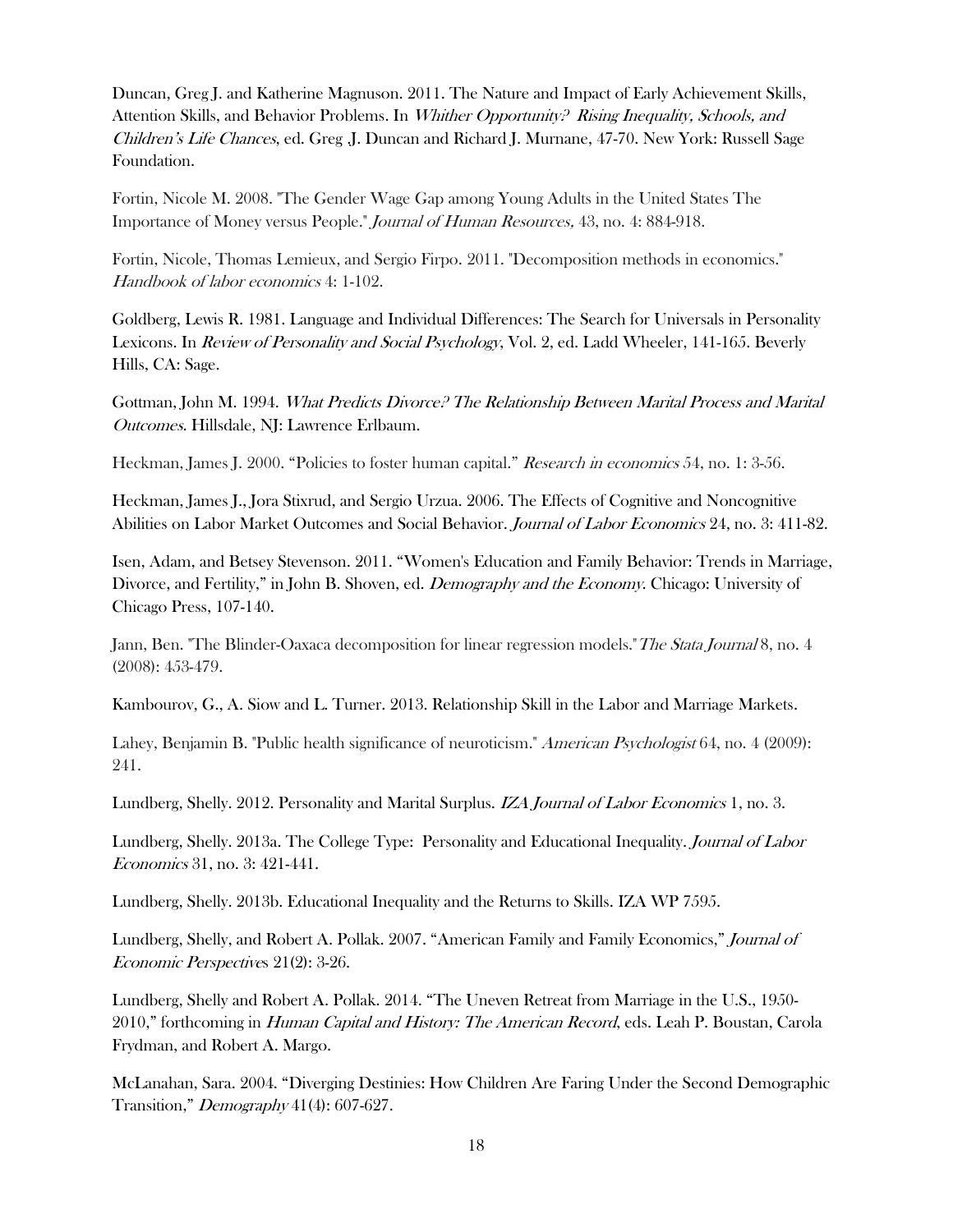Duncan, Greg J. and Katherine Magnuson. 2011. The Nature and Impact of Early Achievement Skills, Attention Skills, and Behavior Problems. In *Whither Opportunity? Rising Inequality, Schools, and Children's Life Chances*, ed. Greg J. Duncan and Richard J. Murnane, 47-70. New York: Russell Sage Foundation.

Fortin, Nicole M. 2008. "The Gender Wage Gap among Young Adults in the United States The Importance of Money versus People." *Journal of Human Resources,* 43, no. 4: 884-918.

Fortin, Nicole, Thomas Lemieux, and Sergio Firpo. 2011. "Decomposition methods in economics." *Handbook of labor economics* 4: 1-102.

Goldberg, Lewis R. 1981. Language and Individual Differences: The Search for Universals in Personality Lexicons. In *Review of Personality and Social Psychology*, Vol. 2, ed. Ladd Wheeler, 141-165. Beverly Hills, CA: Sage.

Gottman, John M. 1994. *What Predicts Divorce? The Relationship Between Marital Process and Marital Outcomes*. Hillsdale, NJ: Lawrence Erlbaum.

Heckman, James J. 2000. "Policies to foster human capital." *Research in economics* 54, no. 1: 3-56.

Heckman, James J., Jora Stixrud, and Sergio Urzua. 2006. The Effects of Cognitive and Noncognitive Abilities on Labor Market Outcomes and Social Behavior. *Journal of Labor Economics* 24, no. 3: 411-82.

Isen, Adam, and Betsey Stevenson. 2011. "Women's Education and Family Behavior: Trends in Marriage, Divorce, and Fertility," in John B. Shoven, ed. *Demography and the Economy.* Chicago: University of Chicago Press, 107-140.

Jann, Ben. "The Blinder-Oaxaca decomposition for linear regression models." *The Stata Journal* 8, no. 4 (2008): 453-479.

Kambourov, G., A. Siow and L. Turner. 2013. Relationship Skill in the Labor and Marriage Markets.

Lahey, Benjamin B. "Public health significance of neuroticism." *American Psychologist* 64, no. 4 (2009): 241.

Lundberg, Shelly. 2012. Personality and Marital Surplus. *IZA Journal of Labor Economics* 1, no. 3.

Lundberg, Shelly. 2013a. The College Type: Personality and Educational Inequality. *Journal of Labor Economics* 31, no. 3: 421-441.

Lundberg, Shelly. 2013b. Educational Inequality and the Returns to Skills. IZA WP 7595.

Lundberg, Shelly, and Robert A. Pollak. 2007. "American Family and Family Economics," *Journal of Economic Perspectives* 21(2): 3-26.

Lundberg, Shelly and Robert A. Pollak. 2014. "The Uneven Retreat from Marriage in the U.S., 1950-2010," forthcoming in *Human Capital and History: The American Record*, eds. Leah P. Boustan, Carola Frydman, and Robert A. Margo.

McLanahan, Sara. 2004. "Diverging Destinies: How Children Are Faring Under the Second Demographic Transition," *Demography* 41(4): 607-627.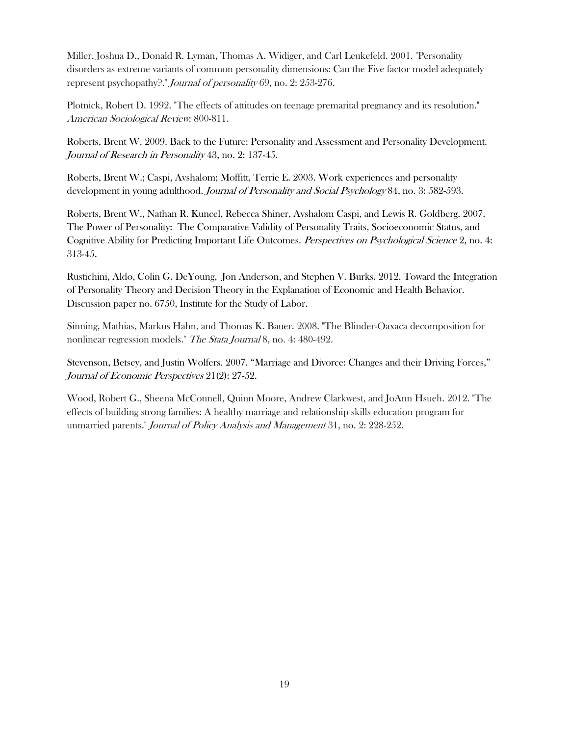Miller, Joshua D., Donald R. Lyman, Thomas A. Widiger, and Carl Leukefeld. 2001. "Personality disorders as extreme variants of common personality dimensions: Can the Five factor model adequately represent psychopathy?." *Journal of personality* 69, no. 2: 253-276.

Plotnick, Robert D. 1992. "The effects of attitudes on teenage premarital pregnancy and its resolution." *American Sociological Review*: 800-811.

Roberts, Brent W. 2009. Back to the Future: Personality and Assessment and Personality Development. *Journal of Research in Personality* 43, no. 2: 137-45.

Roberts, Brent W.; Caspi, Avshalom; Moffitt, Terrie E. 2003. Work experiences and personality development in young adulthood. *Journal of Personality and Social Psychology* 84, no. 3: 582-593.

Roberts, Brent W., Nathan R. Kuncel, Rebecca Shiner, Avshalom Caspi, and Lewis R. Goldberg. 2007. The Power of Personality: The Comparative Validity of Personality Traits, Socioeconomic Status, and Cognitive Ability for Predicting Important Life Outcomes. *Perspectives on Psychological Science* 2, no. 4: 313-45.

Rustichini, Aldo, Colin G. DeYoung, Jon Anderson, and Stephen V. Burks. 2012. Toward the Integration of Personality Theory and Decision Theory in the Explanation of Economic and Health Behavior. Discussion paper no. 6750, Institute for the Study of Labor.

Sinning, Mathias, Markus Hahn, and Thomas K. Bauer. 2008. "The Blinder-Oaxaca decomposition for nonlinear regression models." *The Stata Journal* 8, no. 4: 480-492.

Stevenson, Betsey, and Justin Wolfers. 2007. "Marriage and Divorce: Changes and their Driving Forces," *Journal of Economic Perspectives* 21(2): 27-52.

Wood, Robert G., Sheena McConnell, Quinn Moore, Andrew Clarkwest, and JoAnn Hsueh. 2012. "The effects of building strong families: A healthy marriage and relationship skills education program for unmarried parents." *Journal of Policy Analysis and Management* 31, no. 2: 228-252.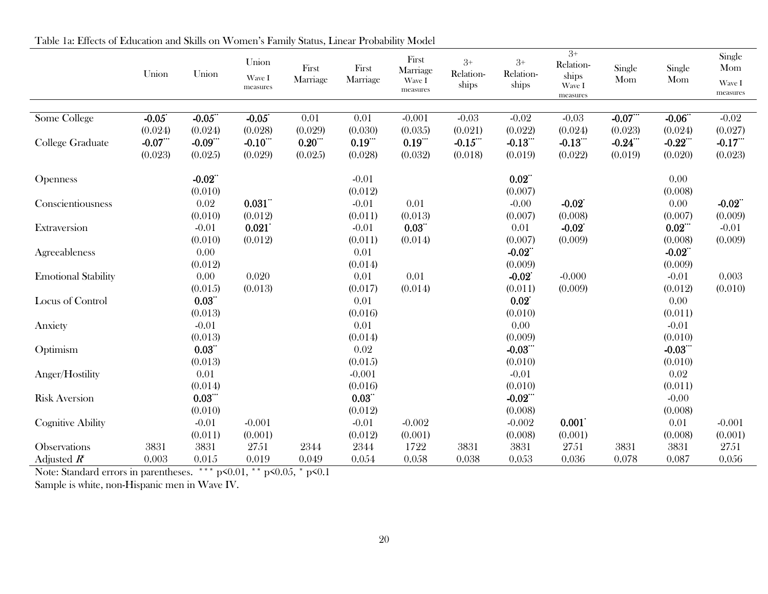Table 1a: Effects of Education and Skills on Women's Family Status, Linear Probability Model

| | Union | Union | Union Wave I measures | First Marriage | First Marriage | First Marriage Wave I measures | 3+ Relation-ships | 3+ Relation-ships | 3+ Relation-ships Wave I measures | Single Mom | Single Mom | Single Mom Wave I measures |
|---|---|---|---|---|---|---|---|---|---|---|---|---|
| Some College | **-0.05*** | **-0.05**** | **-0.05*** | 0.01 | 0.01 | -0.001 | -0.03 | -0.02 | -0.03 | **-0.07***** | **-0.06**** | -0.02 |
| | (0.024) | (0.024) | (0.028) | (0.029) | (0.030) | (0.035) | (0.021) | (0.022) | (0.024) | (0.023) | (0.024) | (0.027) |
| College Graduate | **-0.07***** | **-0.09***** | **-0.10***** | **0.20***** | **0.19***** | **0.19***** | **-0.15***** | **-0.13***** | **-0.13***** | **-0.24***** | **-0.22***** | **-0.17***** |
| | (0.023) | (0.025) | (0.029) | (0.025) | (0.028) | (0.032) | (0.018) | (0.019) | (0.022) | (0.019) | (0.020) | (0.023) |
| Openness | | **-0.02**** | | | -0.01 | | | **0.02**** | | | 0.00 | |
| | | (0.010) | | | (0.012) | | | (0.007) | | | (0.008) | |
| Conscientiousness | | 0.02 | **0.031**** | | -0.01 | 0.01 | | -0.00 | **-0.02*** | | 0.00 | **-0.02**** |
| | | (0.010) | (0.012) | | (0.011) | (0.013) | | (0.007) | (0.008) | | (0.007) | (0.009) |
| Extraversion | | -0.01 | **0.021*** | | -0.01 | **0.03**** | | 0.01 | **-0.02*** | | **0.02***** | -0.01 |
| | | (0.010) | (0.012) | | (0.011) | (0.014) | | (0.007) | (0.009) | | (0.008) | (0.009) |
| Agreeableness | | 0.00 | | | 0.01 | | | **-0.02**** | | | **-0.02**** | |
| | | (0.012) | | | (0.014) | | | (0.009) | | | (0.009) | |
| Emotional Stability | | 0.00 | 0.020 | | 0.01 | 0.01 | | **-0.02*** | -0.000 | | -0.01 | 0.003 |
| | | (0.015) | (0.013) | | (0.017) | (0.014) | | (0.011) | (0.009) | | (0.012) | (0.010) |
| Locus of Control | | **0.03**** | | | 0.01 | | | **0.02*** | | | 0.00 | |
| | | (0.013) | | | (0.016) | | | (0.010) | | | (0.011) | |
| Anxiety | | -0.01 | | | 0.01 | | | 0.00 | | | -0.01 | |
| | | (0.013) | | | (0.014) | | | (0.009) | | | (0.010) | |
| Optimism | | **0.03**** | | | 0.02 | | | **-0.03***** | | | **-0.03***** | |
| | | (0.013) | | | (0.015) | | | (0.010) | | | (0.010) | |
| Anger/Hostility | | 0.01 | | | -0.001 | | | -0.01 | | | 0.02 | |
| | | (0.014) | | | (0.016) | | | (0.010) | | | (0.011) | |
| Risk Aversion | | **0.03***** | | | **0.03**** | | | **-0.02***** | | | -0.00 | |
| | | (0.010) | | | (0.012) | | | (0.008) | | | (0.008) | |
| Cognitive Ability | | -0.01 | -0.001 | | -0.01 | -0.002 | | -0.002 | **0.001*** | | 0.01 | -0.001 |
| | | (0.011) | (0.001) | | (0.012) | (0.001) | | (0.008) | (0.001) | | (0.008) | (0.001) |
| Observations | 3831 | 3831 | 2751 | 2344 | 2344 | 1722 | 3831 | 3831 | 2751 | 3831 | 3831 | 2751 |
| Adjusted $R^2$ | 0.003 | 0.015 | 0.019 | 0.049 | 0.054 | 0.058 | 0.038 | 0.053 | 0.036 | 0.078 | 0.087 | 0.056 |

Note: Standard errors in parentheses. *** p<0.01, ** p<0.05, * p<0.1

Sample is white, non-Hispanic men in Wave IV.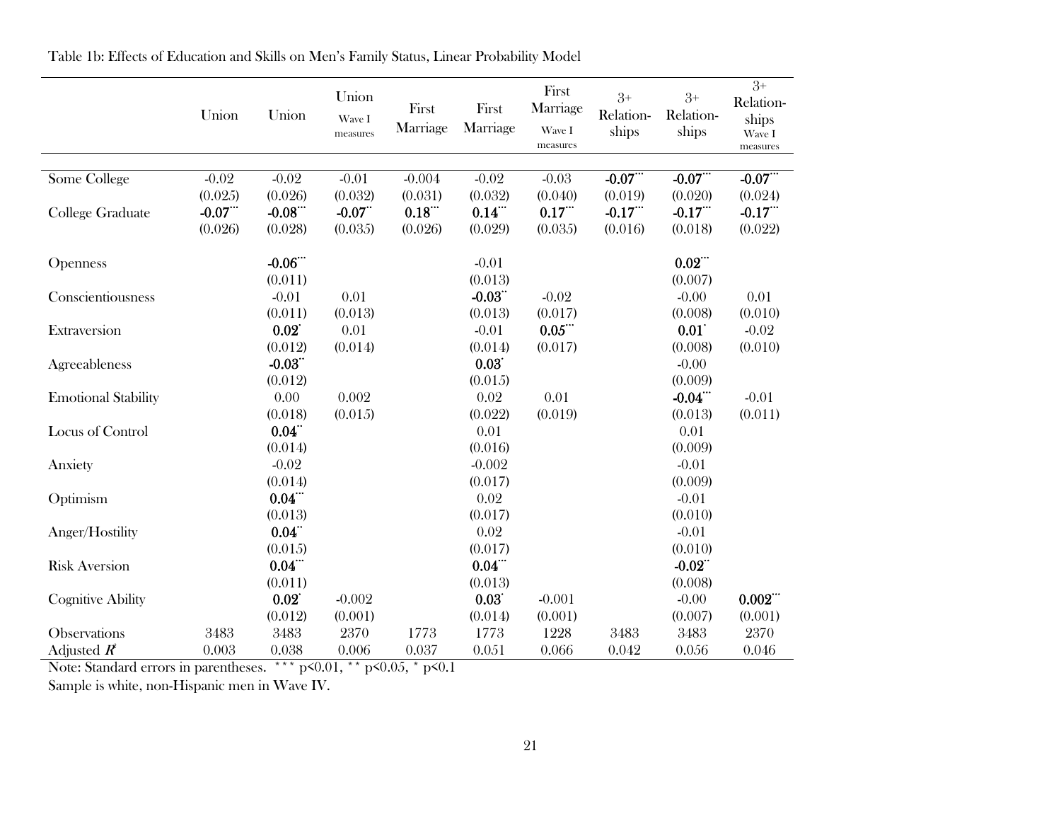Table 1b: Effects of Education and Skills on Men's Family Status, Linear Probability Model

| | Union | Union | Union Wave I measures | First Marriage | First Marriage | First Marriage Wave I measures | 3+ Relation-ships | 3+ Relation-ships | 3+ Relation-ships Wave I measures |
|---|---|---|---|---|---|---|---|---|---|
| Some College | -0.02 | -0.02 | -0.01 | -0.004 | -0.02 | -0.03 | **-0.07*****| **-0.07***** | **-0.07***** |
| | (0.025) | (0.026) | (0.032) | (0.031) | (0.032) | (0.040) | (0.019) | (0.020) | (0.024) |
| College Graduate | **-0.07***** | **-0.08***** | **-0.07**** | **0.18***** | **0.14***** | **0.17***** | **-0.17***** | **-0.17***** | **-0.17***** |
| | (0.026) | (0.028) | (0.035) | (0.026) | (0.029) | (0.035) | (0.016) | (0.018) | (0.022) |
| Openness | | **-0.06***** | | | -0.01 | | | **0.02***** | |
| | | (0.011) | | | (0.013) | | | (0.007) | |
| Conscientiousness | | -0.01 | 0.01 | | **-0.03**** | -0.02 | | -0.00 | 0.01 |
| | | (0.011) | (0.013) | | (0.013) | (0.017) | | (0.008) | (0.010) |
| Extraversion | | **0.02*** | 0.01 | | -0.01 | **0.05***** | | **0.01*** | -0.02 |
| | | (0.012) | (0.014) | | (0.014) | (0.017) | | (0.008) | (0.010) |
| Agreeableness | | **-0.03**** | | | **0.03*** | | | -0.00 | |
| | | (0.012) | | | (0.015) | | | (0.009) | |
| Emotional Stability | | 0.00 | 0.002 | | 0.02 | 0.01 | | **-0.04***** | -0.01 |
| | | (0.018) | (0.015) | | (0.022) | (0.019) | | (0.013) | (0.011) |
| Locus of Control | | **0.04**** | | | 0.01 | | | 0.01 | |
| | | (0.014) | | | (0.016) | | | (0.009) | |
| Anxiety | | -0.02 | | | -0.002 | | | -0.01 | |
| | | (0.014) | | | (0.017) | | | (0.009) | |
| Optimism | | **0.04***** | | | 0.02 | | | -0.01 | |
| | | (0.013) | | | (0.017) | | | (0.010) | |
| Anger/Hostility | | **0.04**** | | | 0.02 | | | -0.01 | |
| | | (0.015) | | | (0.017) | | | (0.010) | |
| Risk Aversion | | **0.04***** | | | **0.04***** | | | **-0.02**** | |
| | | (0.011) | | | (0.013) | | | (0.008) | |
| Cognitive Ability | | **0.02*** | -0.002 | | **0.03*** | -0.001 | | -0.00 | **0.002***** |
| | | (0.012) | (0.001) | | (0.014) | (0.001) | | (0.007) | (0.001) |
| Observations | 3483 | 3483 | 2370 | 1773 | 1773 | 1228 | 3483 | 3483 | 2370 |
| Adjusted $R^2$ | 0.003 | 0.038 | 0.006 | 0.037 | 0.051 | 0.066 | 0.042 | 0.056 | 0.046 |

Note: Standard errors in parentheses. *** p<0.01, ** p<0.05, * p<0.1

Sample is white, non-Hispanic men in Wave IV.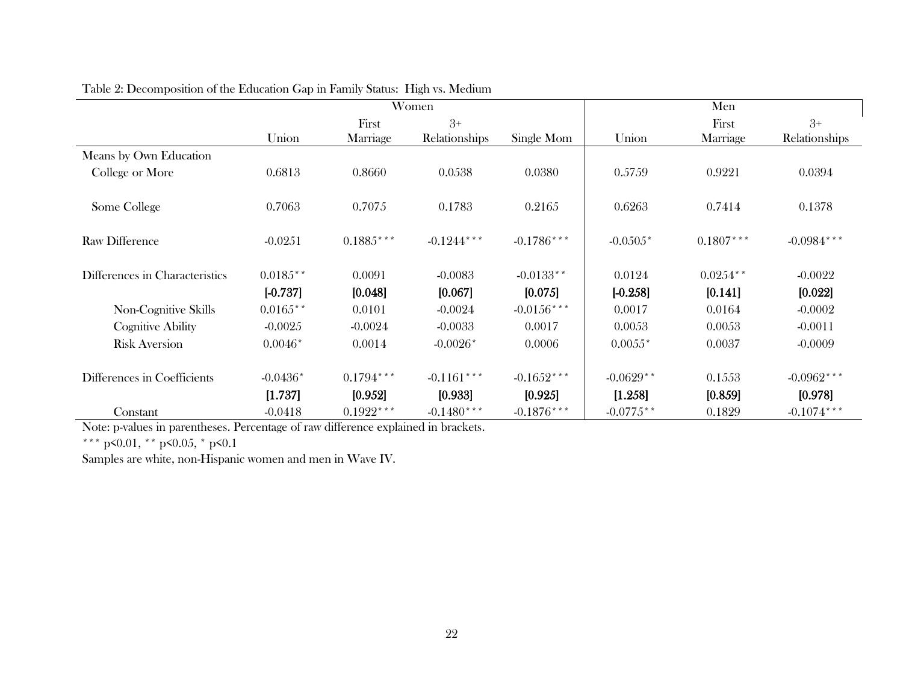Table 2: Decomposition of the Education Gap in Family Status: High vs. Medium

| | Women | | | | Men | | |
|---|---|---|---|---|---|---|---|
| | Union | First Marriage | 3+ Relationships | Single Mom | Union | First Marriage | 3+ Relationships |
| Means by Own Education | | | | | | | |
| College or More | 0.6813 | 0.8660 | 0.0538 | 0.0380 | 0.5759 | 0.9221 | 0.0394 |
| Some College | 0.7063 | 0.7075 | 0.1783 | 0.2165 | 0.6263 | 0.7414 | 0.1378 |
| Raw Difference | -0.0251 | 0.1885*** | -0.1244*** | -0.1786*** | -0.0505* | 0.1807*** | -0.0984*** |
| Differences in Characteristics | 0.0185** | 0.0091 | -0.0083 | -0.0133** | 0.0124 | 0.0254** | -0.0022 |
| | **[-0.737]** | **[0.048]** | **[0.067]** | **[0.075]** | **[-0.258]** | **[0.141]** | **[0.022]** |
| Non-Cognitive Skills | 0.0165** | 0.0101 | -0.0024 | -0.0156*** | 0.0017 | 0.0164 | -0.0002 |
| Cognitive Ability | -0.0025 | -0.0024 | -0.0033 | 0.0017 | 0.0053 | 0.0053 | -0.0011 |
| Risk Aversion | 0.0046* | 0.0014 | -0.0026* | 0.0006 | 0.0055* | 0.0037 | -0.0009 |
| Differences in Coefficients | -0.0436* | 0.1794*** | -0.1161*** | -0.1652*** | -0.0629** | 0.1553 | -0.0962*** |
| | **[1.737]** | **[0.952]** | **[0.933]** | **[0.925]** | **[1.258]** | **[0.859]** | **[0.978]** |
| Constant | -0.0418 | 0.1922*** | -0.1480*** | -0.1876*** | -0.0775** | 0.1829 | -0.1074*** |

Note: p-values in parentheses. Percentage of raw difference explained in brackets.

*** p<0.01, ** p<0.05, * p<0.1

Samples are white, non-Hispanic women and men in Wave IV.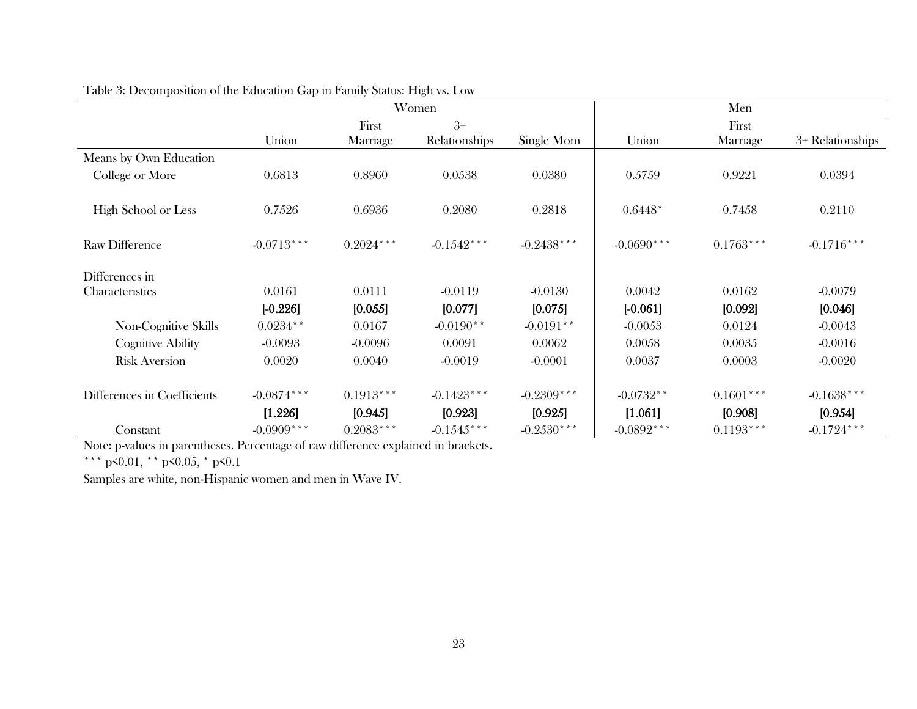Table 3: Decomposition of the Education Gap in Family Status: High vs. Low

| | Women | | | | Men | | |
|---|---|---|---|---|---|---|---|
| | Union | First Marriage | 3+ Relationships | Single Mom | Union | First Marriage | 3+ Relationships |
| Means by Own Education | | | | | | | |
| College or More | 0.6813 | 0.8960 | 0.0538 | 0.0380 | 0.5759 | 0.9221 | 0.0394 |
| High School or Less | 0.7526 | 0.6936 | 0.2080 | 0.2818 | 0.6448* | 0.7458 | 0.2110 |
| Raw Difference | -0.0713*** | 0.2024*** | -0.1542*** | -0.2438*** | -0.0690*** | 0.1763*** | -0.1716*** |
| Differences in Characteristics | 0.0161 | 0.0111 | -0.0119 | -0.0130 | 0.0042 | 0.0162 | -0.0079 |
| | **[-0.226]** | **[0.055]** | **[0.077]** | **[0.075]** | **[-0.061]** | **[0.092]** | **[0.046]** |
| Non-Cognitive Skills | 0.0234** | 0.0167 | -0.0190** | -0.0191** | -0.0053 | 0.0124 | -0.0043 |
| Cognitive Ability | -0.0093 | -0.0096 | 0.0091 | 0.0062 | 0.0058 | 0.0035 | -0.0016 |
| Risk Aversion | 0.0020 | 0.0040 | -0.0019 | -0.0001 | 0.0037 | 0.0003 | -0.0020 |
| Differences in Coefficients | -0.0874*** | 0.1913*** | -0.1423*** | -0.2309*** | -0.0732** | 0.1601*** | -0.1638*** |
| | **[1.226]** | **[0.945]** | **[0.923]** | **[0.925]** | **[1.061]** | **[0.908]** | **[0.954]** |
| Constant | -0.0909*** | 0.2083*** | -0.1545*** | -0.2530*** | -0.0892*** | 0.1193*** | -0.1724*** |

Note: p-values in parentheses. Percentage of raw difference explained in brackets.

*** p<0.01, ** p<0.05, * p<0.1

Samples are white, non-Hispanic women and men in Wave IV.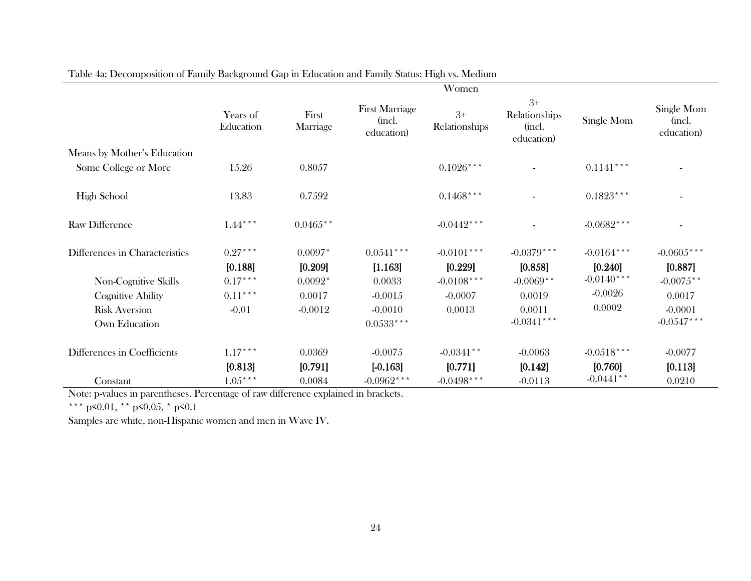Table 4a: Decomposition of Family Background Gap in Education and Family Status: High vs. Medium

| | Women | | | | | | |
|---|---|---|---|---|---|---|---|
| | Years of Education | First Marriage | First Marriage (incl. education) | 3+ Relationships | 3+ Relationships (incl. education) | Single Mom | Single Mom (incl. education) |
| Means by Mother's Education | | | | | | | |
| Some College or More | 15.26 | 0.8057 | | 0.1026*** | - | 0.1141*** | - |
| High School | 13.83 | 0.7592 | | 0.1468*** | - | 0.1823*** | - |
| Raw Difference | 1.44*** | 0.0465** | | -0.0442*** | - | -0.0682*** | - |
| Differences in Characteristics | 0.27*** | 0.0097* | 0.0541*** | -0.0101*** | -0.0379*** | -0.0164*** | -0.0605*** |
| | **[0.188]** | **[0.209]** | **[1.163]** | **[0.229]** | **[0.858]** | **[0.240]** | **[0.887]** |
| Non-Cognitive Skills | 0.17*** | 0.0092* | 0.0033 | -0.0108*** | -0.0069** | -0.0140*** | -0.0075** |
| Cognitive Ability | 0.11*** | 0.0017 | -0.0015 | -0.0007 | 0.0019 | -0.0026 | 0.0017 |
| Risk Aversion | -0.01 | -0.0012 | -0.0010 | 0.0013 | 0.0011 | 0.0002 | -0.0001 |
| Own Education | | | 0.0533*** | | -0.0341*** | | -0.0547*** |
| Differences in Coefficients | 1.17*** | 0.0369 | -0.0075 | -0.0341** | -0.0063 | -0.0518*** | -0.0077 |
| | **[0.813]** | **[0.791]** | **[-0.163]** | **[0.771]** | **[0.142]** | **[0.760]** | **[0.113]** |
| Constant | 1.05*** | 0.0084 | -0.0962*** | -0.0498*** | -0.0113 | -0.0441** | 0.0210 |

Note: p-values in parentheses. Percentage of raw difference explained in brackets.

*** p<0.01, ** p<0.05, * p<0.1

Samples are white, non-Hispanic women and men in Wave IV.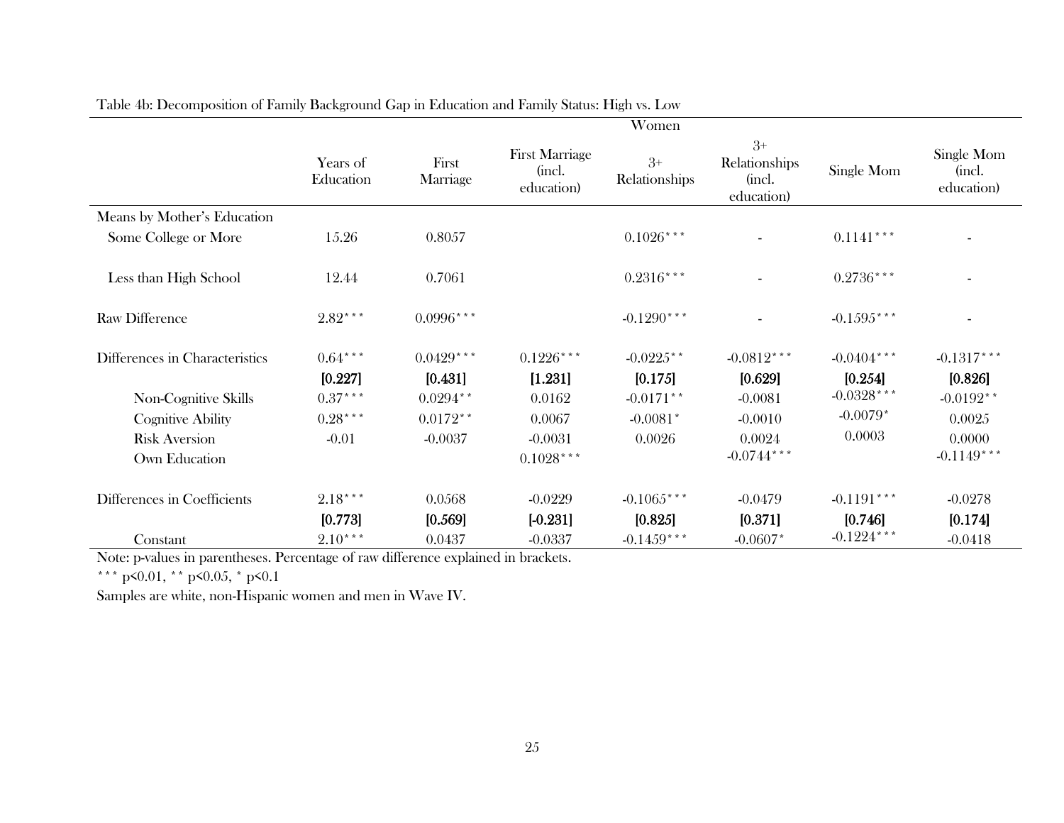Table 4b: Decomposition of Family Background Gap in Education and Family Status: High vs. Low

| | Women | | | | | | |
|---|---|---|---|---|---|---|---|
| | Years of Education | First Marriage | First Marriage (incl. education) | 3+ Relationships | 3+ Relationships (incl. education) | Single Mom | Single Mom (incl. education) |
| Means by Mother's Education | | | | | | | |
| Some College or More | 15.26 | 0.8057 | | 0.1026*** | - | 0.1141*** | - |
| Less than High School | 12.44 | 0.7061 | | 0.2316*** | - | 0.2736*** | - |
| Raw Difference | 2.82*** | 0.0996*** | | -0.1290*** | - | -0.1595*** | - |
| Differences in Characteristics | 0.64*** | 0.0429*** | 0.1226*** | -0.0225** | -0.0812*** | -0.0404*** | -0.1317*** |
| | **[0.227]** | **[0.431]** | **[1.231]** | **[0.175]** | **[0.629]** | **[0.254]** | **[0.826]** |
| Non-Cognitive Skills | 0.37*** | 0.0294** | 0.0162 | -0.0171** | -0.0081 | -0.0328*** | -0.0192** |
| Cognitive Ability | 0.28*** | 0.0172** | 0.0067 | -0.0081* | -0.0010 | -0.0079* | 0.0025 |
| Risk Aversion | -0.01 | -0.0037 | -0.0031 | 0.0026 | 0.0024 | 0.0003 | 0.0000 |
| Own Education | | | 0.1028*** | | -0.0744*** | | -0.1149*** |
| Differences in Coefficients | 2.18*** | 0.0568 | -0.0229 | -0.1065*** | -0.0479 | -0.1191*** | -0.0278 |
| | **[0.773]** | **[0.569]** | **[-0.231]** | **[0.825]** | **[0.371]** | **[0.746]** | **[0.174]** |
| Constant | 2.10*** | 0.0437 | -0.0337 | -0.1459*** | -0.0607* | -0.1224*** | -0.0418 |

Note: p-values in parentheses. Percentage of raw difference explained in brackets.

*** p<0.01, ** p<0.05, * p<0.1

Samples are white, non-Hispanic women and men in Wave IV.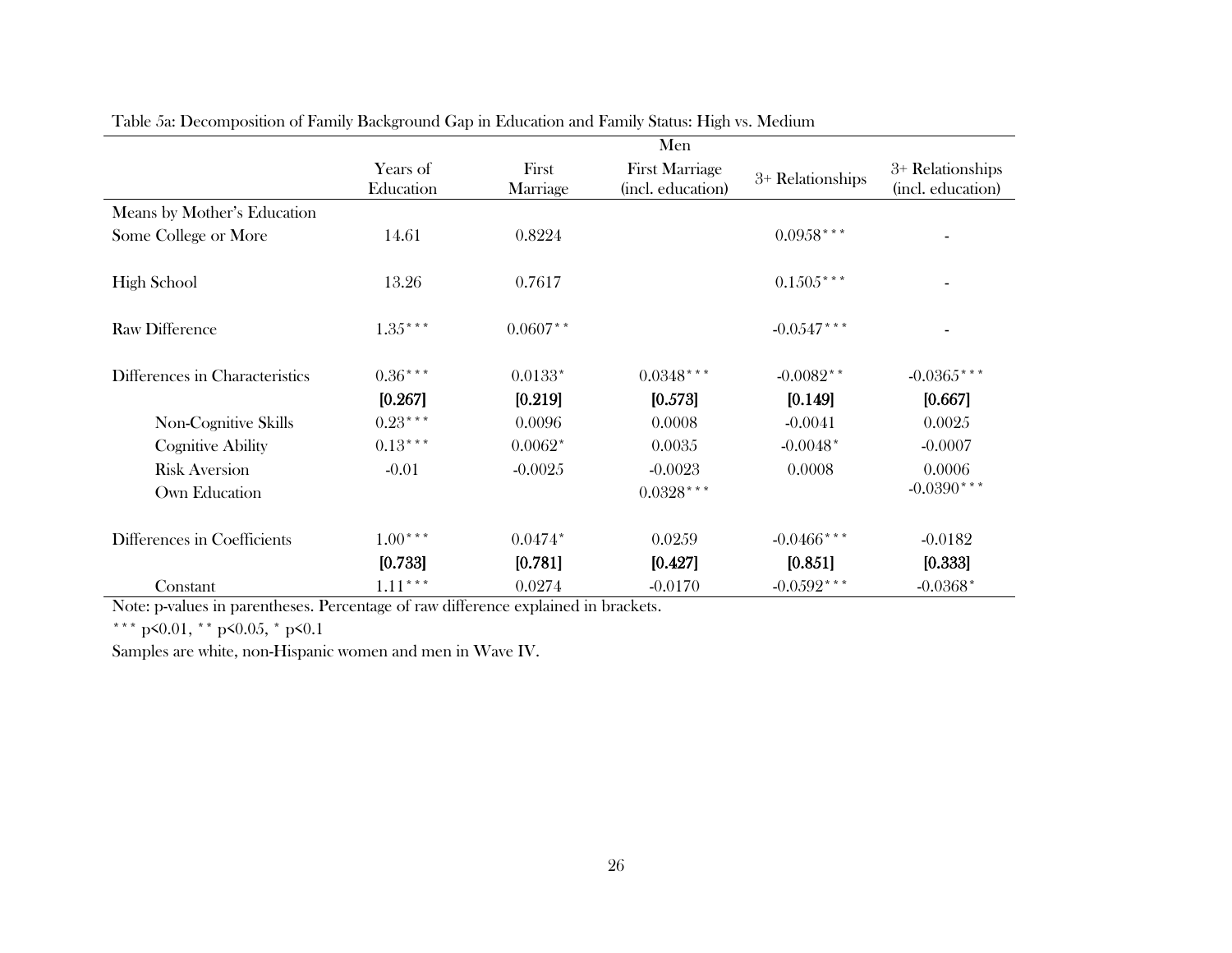Table 5a: Decomposition of Family Background Gap in Education and Family Status: High vs. Medium

| | Men | | | | |
|---|---|---|---|---|---|
| | Years of Education | First Marriage | First Marriage (incl. education) | 3+ Relationships | 3+ Relationships (incl. education) |
| Means by Mother's Education | | | | | |
| Some College or More | 14.61 | 0.8224 | | 0.0958*** | - |
| High School | 13.26 | 0.7617 | | 0.1505*** | - |
| Raw Difference | 1.35*** | 0.0607** | | -0.0547*** | - |
| Differences in Characteristics | 0.36*** | 0.0133* | 0.0348*** | -0.0082** | -0.0365*** |
| | **[0.267]** | **[0.219]** | **[0.573]** | **[0.149]** | **[0.667]** |
| Non-Cognitive Skills | 0.23*** | 0.0096 | 0.0008 | -0.0041 | 0.0025 |
| Cognitive Ability | 0.13*** | 0.0062* | 0.0035 | -0.0048* | -0.0007 |
| Risk Aversion | -0.01 | -0.0025 | -0.0023 | 0.0008 | 0.0006 |
| Own Education | | | 0.0328*** | | -0.0390*** |
| Differences in Coefficients | 1.00*** | 0.0474* | 0.0259 | -0.0466*** | -0.0182 |
| | **[0.733]** | **[0.781]** | **[0.427]** | **[0.851]** | **[0.333]** |
| Constant | 1.11*** | 0.0274 | -0.0170 | -0.0592*** | -0.0368* |

Note: p-values in parentheses. Percentage of raw difference explained in brackets.

*** p<0.01, ** p<0.05, * p<0.1

Samples are white, non-Hispanic women and men in Wave IV.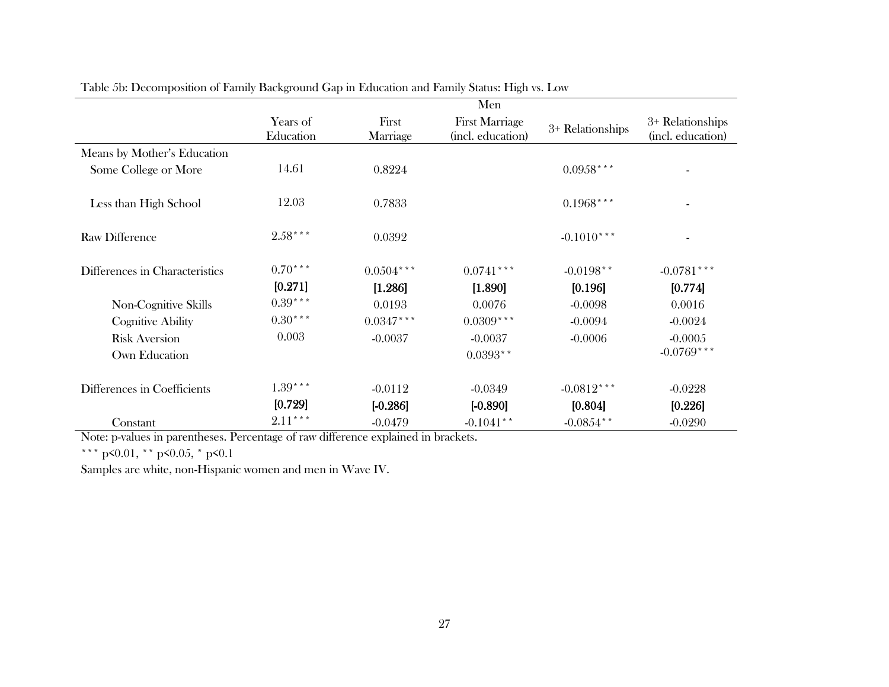Table 5b: Decomposition of Family Background Gap in Education and Family Status: High vs. Low

| | Men | | | | |
|---|---|---|---|---|---|
| | Years of Education | First Marriage | First Marriage (incl. education) | 3+ Relationships | 3+ Relationships (incl. education) |
| Means by Mother's Education | | | | | |
| Some College or More | 14.61 | 0.8224 | | 0.0958*** | - |
| Less than High School | 12.03 | 0.7833 | | 0.1968*** | - |
| Raw Difference | 2.58*** | 0.0392 | | -0.1010*** | - |
| Differences in Characteristics | 0.70*** | 0.0504*** | 0.0741*** | -0.0198** | -0.0781*** |
| | **[0.271]** | **[1.286]** | **[1.890]** | **[0.196]** | **[0.774]** |
| Non-Cognitive Skills | 0.39*** | 0.0193 | 0.0076 | -0.0098 | 0.0016 |
| Cognitive Ability | 0.30*** | 0.0347*** | 0.0309*** | -0.0094 | -0.0024 |
| Risk Aversion | 0.003 | -0.0037 | -0.0037 | -0.0006 | -0.0005 |
| Own Education | | | 0.0393** | | -0.0769*** |
| Differences in Coefficients | 1.39*** | -0.0112 | -0.0349 | -0.0812*** | -0.0228 |
| | **[0.729]** | **[-0.286]** | **[-0.890]** | **[0.804]** | **[0.226]** |
| Constant | 2.11*** | -0.0479 | -0.1041** | -0.0854** | -0.0290 |

Note: p-values in parentheses. Percentage of raw difference explained in brackets.

*** p<0.01, ** p<0.05, * p<0.1

Samples are white, non-Hispanic women and men in Wave IV.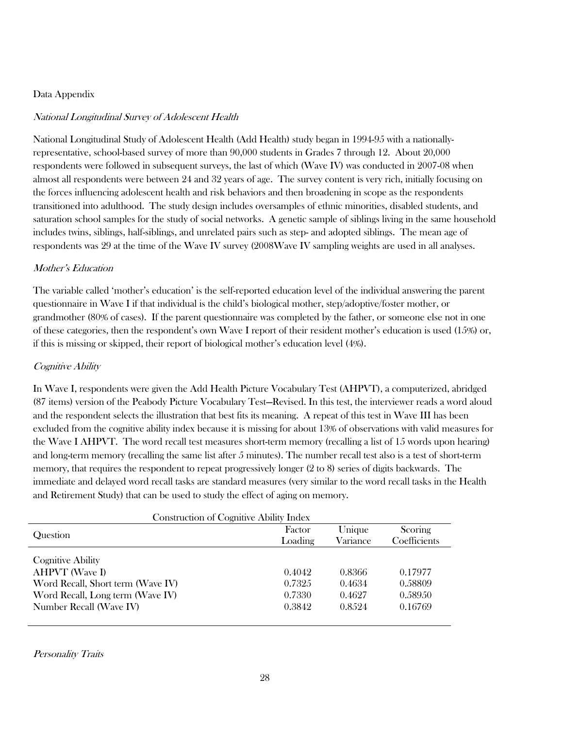Data Appendix

*National Longitudinal Survey of Adolescent Health*

National Longitudinal Study of Adolescent Health (Add Health) study began in 1994-95 with a nationally-representative, school-based survey of more than 90,000 students in Grades 7 through 12. About 20,000 respondents were followed in subsequent surveys, the last of which (Wave IV) was conducted in 2007-08 when almost all respondents were between 24 and 32 years of age. The survey content is very rich, initially focusing on the forces influencing adolescent health and risk behaviors and then broadening in scope as the respondents transitioned into adulthood. The study design includes oversamples of ethnic minorities, disabled students, and saturation school samples for the study of social networks. A genetic sample of siblings living in the same household includes twins, siblings, half-siblings, and unrelated pairs such as step- and adopted siblings. The mean age of respondents was 29 at the time of the Wave IV survey (2008Wave IV sampling weights are used in all analyses.

*Mother's Education*

The variable called 'mother's education' is the self-reported education level of the individual answering the parent questionnaire in Wave I if that individual is the child's biological mother, step/adoptive/foster mother, or grandmother (80% of cases). If the parent questionnaire was completed by the father, or someone else not in one of these categories, then the respondent's own Wave I report of their resident mother's education is used (15%) or, if this is missing or skipped, their report of biological mother's education level (4%).

*Cognitive Ability*

In Wave I, respondents were given the Add Health Picture Vocabulary Test (AHPVT), a computerized, abridged (87 items) version of the Peabody Picture Vocabulary Test—Revised. In this test, the interviewer reads a word aloud and the respondent selects the illustration that best fits its meaning. A repeat of this test in Wave III has been excluded from the cognitive ability index because it is missing for about 13% of observations with valid measures for the Wave I AHPVT. The word recall test measures short-term memory (recalling a list of 15 words upon hearing) and long-term memory (recalling the same list after 5 minutes). The number recall test also is a test of short-term memory, that requires the respondent to repeat progressively longer (2 to 8) series of digits backwards. The immediate and delayed word recall tasks are standard measures (very similar to the word recall tasks in the Health and Retirement Study) that can be used to study the effect of aging on memory.

Construction of Cognitive Ability Index

| Question | Factor Loading | Unique Variance | Scoring Coefficients |
|---|---|---|---|
| Cognitive Ability | | | |
| AHPVT (Wave I) | 0.4042 | 0.8366 | 0.17977 |
| Word Recall, Short term (Wave IV) | 0.7325 | 0.4634 | 0.58809 |
| Word Recall, Long term (Wave IV) | 0.7330 | 0.4627 | 0.58950 |
| Number Recall (Wave IV) | 0.3842 | 0.8524 | 0.16769 |

*Personality Traits*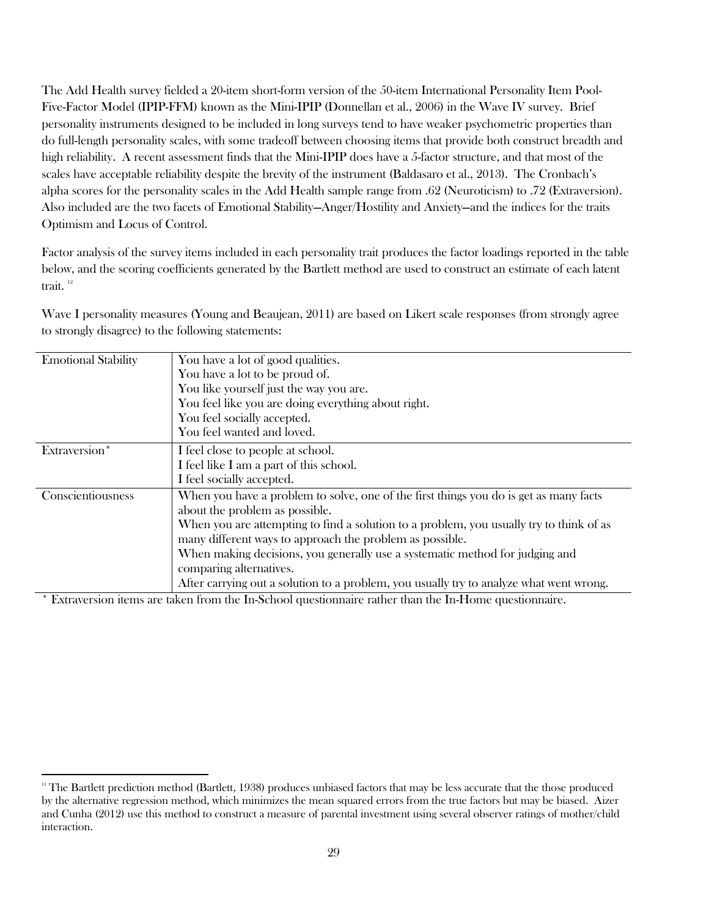The Add Health survey fielded a 20-item short-form version of the 50-item International Personality Item Pool-Five-Factor Model (IPIP-FFM) known as the Mini-IPIP (Donnellan et al., 2006) in the Wave IV survey. Brief personality instruments designed to be included in long surveys tend to have weaker psychometric properties than do full-length personality scales, with some tradeoff between choosing items that provide both construct breadth and high reliability. A recent assessment finds that the Mini-IPIP does have a 5-factor structure, and that most of the scales have acceptable reliability despite the brevity of the instrument (Baldasaro et al., 2013). The Cronbach's alpha scores for the personality scales in the Add Health sample range from .62 (Neuroticism) to .72 (Extraversion). Also included are the two facets of Emotional Stability—Anger/Hostility and Anxiety—and the indices for the traits Optimism and Locus of Control.

Factor analysis of the survey items included in each personality trait produces the factor loadings reported in the table below, and the scoring coefficients generated by the Bartlett method are used to construct an estimate of each latent trait.[12]

Wave I personality measures (Young and Beaujean, 2011) are based on Likert scale responses (from strongly agree to strongly disagree) to the following statements:

| | |
|---|---|
| Emotional Stability | You have a lot of good qualities.<br>You have a lot to be proud of.<br>You like yourself just the way you are.<br>You feel like you are doing everything about right.<br>You feel socially accepted.<br>You feel wanted and loved. |
| Extraversion* | I feel close to people at school.<br>I feel like I am a part of this school.<br>I feel socially accepted. |
| Conscientiousness | When you have a problem to solve, one of the first things you do is get as many facts about the problem as possible.<br>When you are attempting to find a solution to a problem, you usually try to think of as many different ways to approach the problem as possible.<br>When making decisions, you generally use a systematic method for judging and comparing alternatives.<br>After carrying out a solution to a problem, you usually try to analyze what went wrong. |

* Extraversion items are taken from the In-School questionnaire rather than the In-Home questionnaire.

[12] The Bartlett prediction method (Bartlett, 1938) produces unbiased factors that may be less accurate that the those produced by the alternative regression method, which minimizes the mean squared errors from the true factors but may be biased. Aizer and Cunha (2012) use this method to construct a measure of parental investment using several observer ratings of mother/child interaction.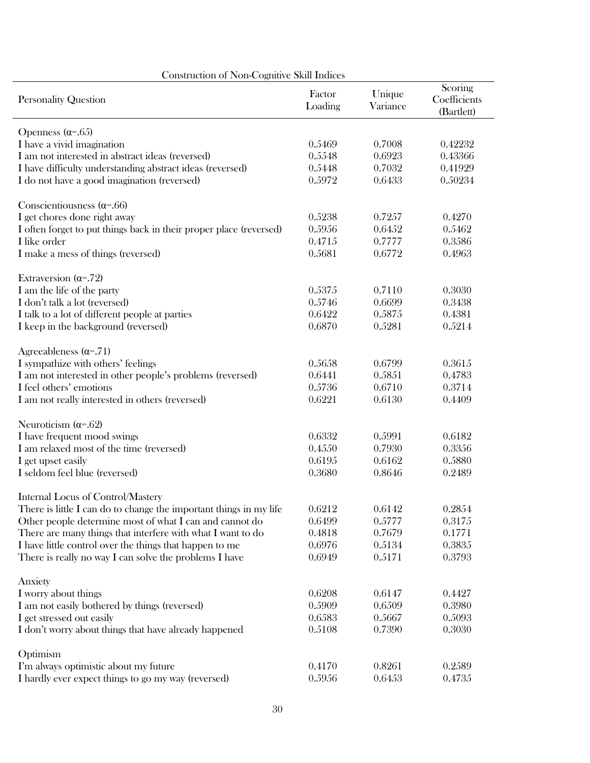Construction of Non-Cognitive Skill Indices

| Personality Question | Factor Loading | Unique Variance | Scoring Coefficients (Bartlett) |
|---|---|---|---|
| Openness (α=.65) | | | |
| I have a vivid imagination | 0.5469 | 0.7008 | 0.42232 |
| I am not interested in abstract ideas (reversed) | 0.5548 | 0.6923 | 0.43366 |
| I have difficulty understanding abstract ideas (reversed) | 0.5448 | 0.7032 | 0.41929 |
| I do not have a good imagination (reversed) | 0.5972 | 0.6433 | 0.50234 |
| Conscientiousness (α=.66) | | | |
| I get chores done right away | 0.5238 | 0.7257 | 0.4270 |
| I often forget to put things back in their proper place (reversed) | 0.5956 | 0.6452 | 0.5462 |
| I like order | 0.4715 | 0.7777 | 0.3586 |
| I make a mess of things (reversed) | 0.5681 | 0.6772 | 0.4963 |
| Extraversion (α=.72) | | | |
| I am the life of the party | 0.5375 | 0.7110 | 0.3030 |
| I don't talk a lot (reversed) | 0.5746 | 0.6699 | 0.3438 |
| I talk to a lot of different people at parties | 0.6422 | 0.5875 | 0.4381 |
| I keep in the background (reversed) | 0.6870 | 0.5281 | 0.5214 |
| Agreeableness (α=.71) | | | |
| I sympathize with others' feelings | 0.5658 | 0.6799 | 0.3615 |
| I am not interested in other people's problems (reversed) | 0.6441 | 0.5851 | 0.4783 |
| I feel others' emotions | 0.5736 | 0.6710 | 0.3714 |
| I am not really interested in others (reversed) | 0.6221 | 0.6130 | 0.4409 |
| Neuroticism (α=.62) | | | |
| I have frequent mood swings | 0.6332 | 0.5991 | 0.6182 |
| I am relaxed most of the time (reversed) | 0.4550 | 0.7930 | 0.3356 |
| I get upset easily | 0.6195 | 0.6162 | 0.5880 |
| I seldom feel blue (reversed) | 0.3680 | 0.8646 | 0.2489 |
| Internal Locus of Control/Mastery | | | |
| There is little I can do to change the important things in my life | 0.6212 | 0.6142 | 0.2854 |
| Other people determine most of what I can and cannot do | 0.6499 | 0.5777 | 0.3175 |
| There are many things that interfere with what I want to do | 0.4818 | 0.7679 | 0.1771 |
| I have little control over the things that happen to me | 0.6976 | 0.5134 | 0.3835 |
| There is really no way I can solve the problems I have | 0.6949 | 0.5171 | 0.3793 |
| Anxiety | | | |
| I worry about things | 0.6208 | 0.6147 | 0.4427 |
| I am not easily bothered by things (reversed) | 0.5909 | 0.6509 | 0.3980 |
| I get stressed out easily | 0.6583 | 0.5667 | 0.5093 |
| I don't worry about things that have already happened | 0.5108 | 0.7390 | 0.3030 |
| Optimism | | | |
| I'm always optimistic about my future | 0.4170 | 0.8261 | 0.2589 |
| I hardly ever expect things to go my way (reversed) | 0.5956 | 0.6453 | 0.4735 |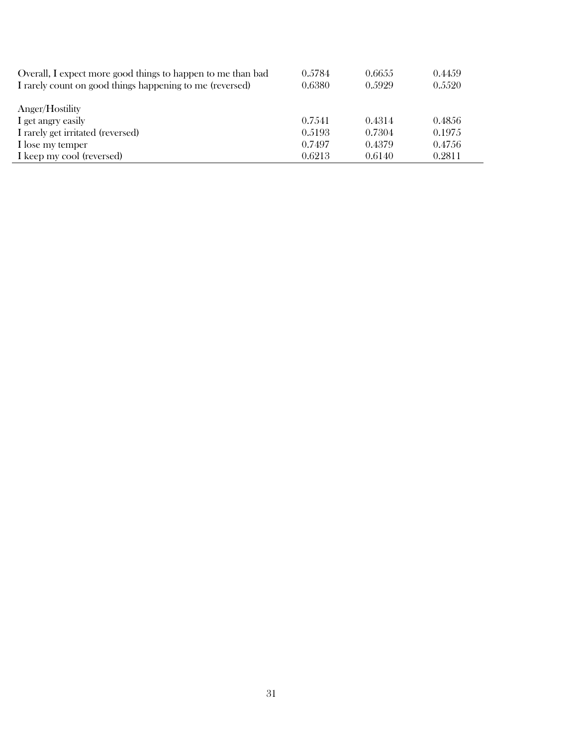| | | | |
|---|---|---|---|
| Overall, I expect more good things to happen to me than bad | 0.5784 | 0.6655 | 0.4459 |
| I rarely count on good things happening to me (reversed) | 0.6380 | 0.5929 | 0.5520 |
| | | | |
| Anger/Hostility | | | |
| I get angry easily | 0.7541 | 0.4314 | 0.4856 |
| I rarely get irritated (reversed) | 0.5193 | 0.7304 | 0.1975 |
| I lose my temper | 0.7497 | 0.4379 | 0.4756 |
| I keep my cool (reversed) | 0.6213 | 0.6140 | 0.2811 |